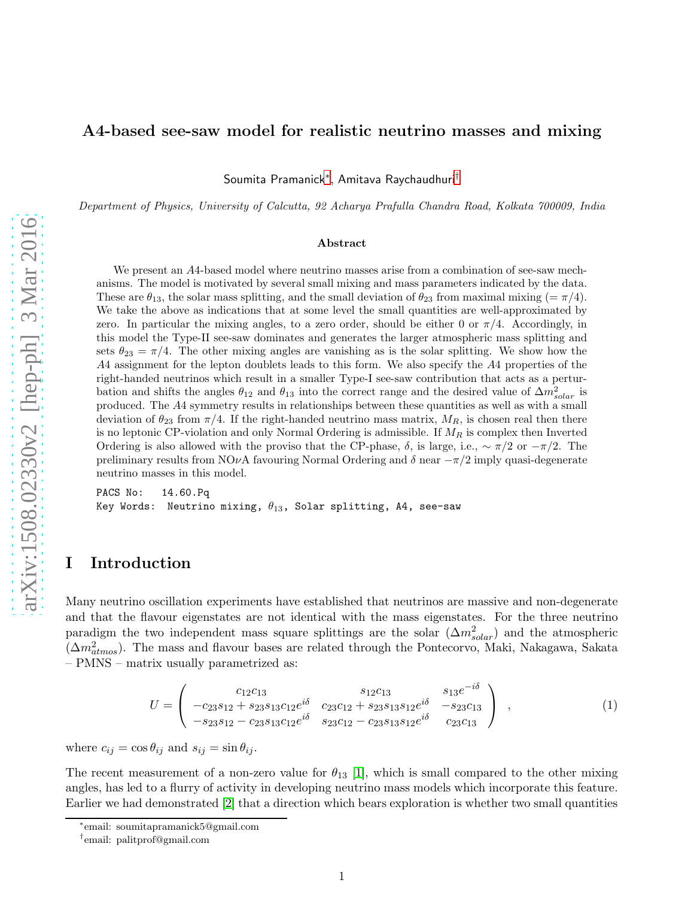# A4-based see-saw model for realistic neutrino masses and mixing

Soumita Pramanick[*], Amitava Raychaudhuri[†]

*Department of Physics, University of Calcutta, 92 Acharya Prafulla Chandra Road, Kolkata 700009, India*

### Abstract

We present an $A4$-based model where neutrino masses arise from a combination of see-saw mechanisms. The model is motivated by several small mixing and mass parameters indicated by the data. These are $\theta_{13}$, the solar mass splitting, and the small deviation of $\theta_{23}$ from maximal mixing ($= \pi/4$). We take the above as indications that at some level the small quantities are well-approximated by zero. In particular the mixing angles, to a zero order, should be either 0 or $\pi/4$. Accordingly, in this model the Type-II see-saw dominates and generates the larger atmospheric mass splitting and sets $\theta_{23} = \pi/4$. The other mixing angles are vanishing as is the solar splitting. We show how the $A4$ assignment for the lepton doublets leads to this form. We also specify the $A4$ properties of the right-handed neutrinos which result in a smaller Type-I see-saw contribution that acts as a perturbation and shifts the angles $\theta_{12}$ and $\theta_{13}$ into the correct range and the desired value of $\Delta m^2_{solar}$ is produced. The $A4$ symmetry results in relationships between these quantities as well as with a small deviation of $\theta_{23}$ from $\pi/4$. If the right-handed neutrino mass matrix, $M_R$, is chosen real then there is no leptonic CP-violation and only Normal Ordering is admissible. If $M_R$ is complex then Inverted Ordering is also allowed with the proviso that the CP-phase, $\delta$, is large, i.e., $\sim \pi/2$ or $-\pi/2$. The preliminary results from NO$\nu$A favouring Normal Ordering and $\delta$ near $-\pi/2$ imply quasi-degenerate neutrino masses in this model.

```
PACS No:   14.60.Pq
Key Words:  Neutrino mixing, θ13, Solar splitting, A4, see-saw
```

## I Introduction

Many neutrino oscillation experiments have established that neutrinos are massive and non-degenerate and that the flavour eigenstates are not identical with the mass eigenstates. For the three neutrino paradigm the two independent mass square splittings are the solar ($\Delta m^2_{solar}$) and the atmospheric ($\Delta m^2_{atmos}$). The mass and flavour bases are related through the Pontecorvo, Maki, Nakagawa, Sakata – PMNS – matrix usually parametrized as:

$$U = \begin{pmatrix} c_{12}c_{13} & s_{12}c_{13} & s_{13}e^{-i\delta} \\ -c_{23}s_{12} + s_{23}s_{13}c_{12}e^{i\delta} & c_{23}c_{12} + s_{23}s_{13}s_{12}e^{i\delta} & -s_{23}c_{13} \\ -s_{23}s_{12} - c_{23}s_{13}c_{12}e^{i\delta} & s_{23}c_{12} - c_{23}s_{13}s_{12}e^{i\delta} & c_{23}c_{13} \end{pmatrix} \;, \tag{1}$$

where $c_{ij} = \cos\theta_{ij}$ and $s_{ij} = \sin\theta_{ij}$.

The recent measurement of a non-zero value for $\theta_{13}$ [1], which is small compared to the other mixing angles, has led to a flurry of activity in developing neutrino mass models which incorporate this feature. Earlier we had demonstrated [2] that a direction which bears exploration is whether two small quantities

[*]email: soumitapramanick5@gmail.com

[†]email: palitprof@gmail.com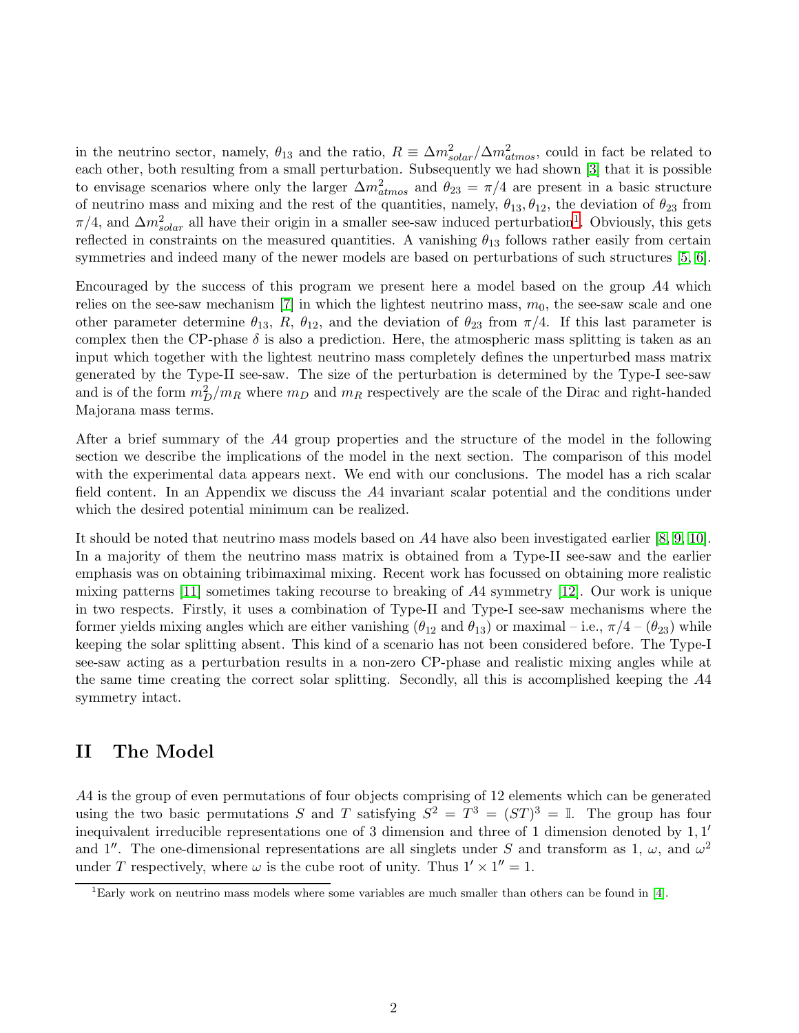in the neutrino sector, namely, $\theta_{13}$ and the ratio, $R \equiv \Delta m^2_{solar}/\Delta m^2_{atmos}$, could in fact be related to each other, both resulting from a small perturbation. Subsequently we had shown [3] that it is possible to envisage scenarios where only the larger $\Delta m^2_{atmos}$ and $\theta_{23} = \pi/4$ are present in a basic structure of neutrino mass and mixing and the rest of the quantities, namely, $\theta_{13}, \theta_{12}$, the deviation of $\theta_{23}$ from $\pi/4$, and $\Delta m^2_{solar}$ all have their origin in a smaller see-saw induced perturbation[1]. Obviously, this gets reflected in constraints on the measured quantities. A vanishing $\theta_{13}$ follows rather easily from certain symmetries and indeed many of the newer models are based on perturbations of such structures [5, 6].

Encouraged by the success of this program we present here a model based on the group $A4$ which relies on the see-saw mechanism [7] in which the lightest neutrino mass, $m_0$, the see-saw scale and one other parameter determine $\theta_{13}$, $R$, $\theta_{12}$, and the deviation of $\theta_{23}$ from $\pi/4$. If this last parameter is complex then the CP-phase $\delta$ is also a prediction. Here, the atmospheric mass splitting is taken as an input which together with the lightest neutrino mass completely defines the unperturbed mass matrix generated by the Type-II see-saw. The size of the perturbation is determined by the Type-I see-saw and is of the form $m_D^2/m_R$ where $m_D$ and $m_R$ respectively are the scale of the Dirac and right-handed Majorana mass terms.

After a brief summary of the $A4$ group properties and the structure of the model in the following section we describe the implications of the model in the next section. The comparison of this model with the experimental data appears next. We end with our conclusions. The model has a rich scalar field content. In an Appendix we discuss the $A4$ invariant scalar potential and the conditions under which the desired potential minimum can be realized.

It should be noted that neutrino mass models based on $A4$ have also been investigated earlier [8, 9, 10]. In a majority of them the neutrino mass matrix is obtained from a Type-II see-saw and the earlier emphasis was on obtaining tribimaximal mixing. Recent work has focussed on obtaining more realistic mixing patterns [11] sometimes taking recourse to breaking of $A4$ symmetry [12]. Our work is unique in two respects. Firstly, it uses a combination of Type-II and Type-I see-saw mechanisms where the former yields mixing angles which are either vanishing ($\theta_{12}$ and $\theta_{13}$) or maximal – i.e., $\pi/4$ – ($\theta_{23}$) while keeping the solar splitting absent. This kind of a scenario has not been considered before. The Type-I see-saw acting as a perturbation results in a non-zero CP-phase and realistic mixing angles while at the same time creating the correct solar splitting. Secondly, all this is accomplished keeping the $A4$ symmetry intact.

## II The Model

$A4$ is the group of even permutations of four objects comprising of 12 elements which can be generated using the two basic permutations $S$ and $T$ satisfying $S^2 = T^3 = (ST)^3 = \mathbb{I}$. The group has four inequivalent irreducible representations one of 3 dimension and three of 1 dimension denoted by $1, 1'$ and $1''$. The one-dimensional representations are all singlets under $S$ and transform as 1, $\omega$, and $\omega^2$ under $T$ respectively, where $\omega$ is the cube root of unity. Thus $1' \times 1'' = 1$.

[1] Early work on neutrino mass models where some variables are much smaller than others can be found in [4].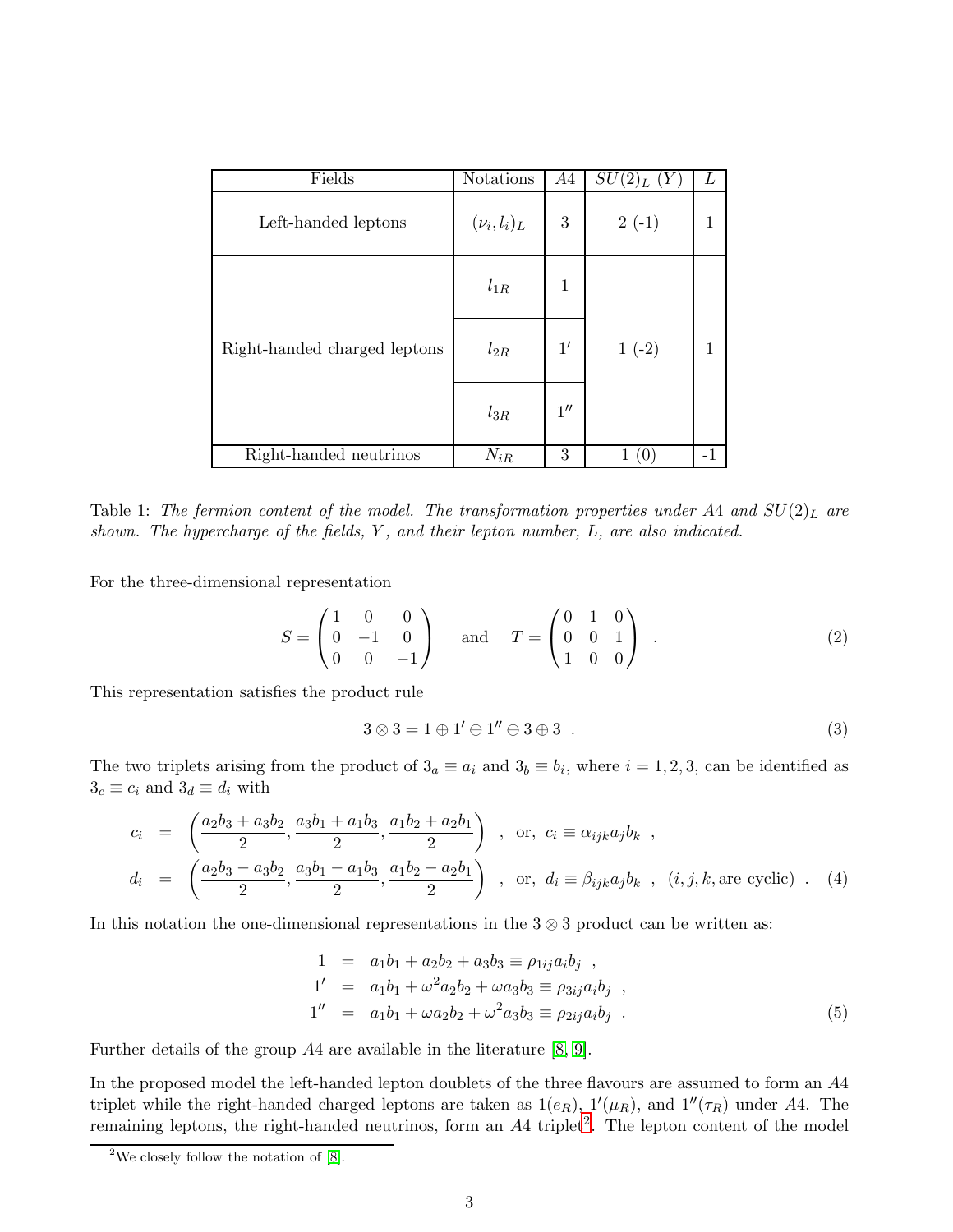| Fields | Notations | $A4$ | $SU(2)_L$ $(Y)$ | $L$ |
|---|---|---|---|---|
| Left-handed leptons | $(\nu_i, l_i)_L$ | 3 | 2 (-1) | 1 |
| Right-handed charged leptons | $l_{1R}$ | 1 | 1 (-2) | 1 |
| | $l_{2R}$ | $1'$ | | |
| | $l_{3R}$ | $1''$ | | |
| Right-handed neutrinos | $N_{iR}$ | 3 | 1 (0) | -1 |

Table 1: *The fermion content of the model. The transformation properties under A4 and $SU(2)_L$ are shown. The hypercharge of the fields, Y, and their lepton number, L, are also indicated.*

For the three-dimensional representation

$$S = \begin{pmatrix} 1 & 0 & 0 \\ 0 & -1 & 0 \\ 0 & 0 & -1 \end{pmatrix} \quad \text{and} \quad T = \begin{pmatrix} 0 & 1 & 0 \\ 0 & 0 & 1 \\ 1 & 0 & 0 \end{pmatrix} \ . \tag{2}$$

This representation satisfies the product rule

$$3 \otimes 3 = 1 \oplus 1' \oplus 1'' \oplus 3 \oplus 3 \ . \tag{3}$$

The two triplets arising from the product of $3_a \equiv a_i$ and $3_b \equiv b_i$, where $i = 1, 2, 3$, can be identified as $3_c \equiv c_i$ and $3_d \equiv d_i$ with

$$\begin{aligned} c_i &= \left(\frac{a_2b_3 + a_3b_2}{2}, \frac{a_3b_1 + a_1b_3}{2}, \frac{a_1b_2 + a_2b_1}{2}\right) \ , \ \text{or,} \ c_i \equiv \alpha_{ijk} a_j b_k \ , \\ d_i &= \left(\frac{a_2b_3 - a_3b_2}{2}, \frac{a_3b_1 - a_1b_3}{2}, \frac{a_1b_2 - a_2b_1}{2}\right) \ , \ \text{or,} \ d_i \equiv \beta_{ijk} a_j b_k \ , \ (i, j, k, \text{are cyclic}) \ . \end{aligned} \tag{4}$$

In this notation the one-dimensional representations in the $3 \otimes 3$ product can be written as:

$$\begin{aligned} 1 &= a_1b_1 + a_2b_2 + a_3b_3 \equiv \rho_{1ij} a_i b_j \ , \\ 1' &= a_1b_1 + \omega^2 a_2b_2 + \omega a_3b_3 \equiv \rho_{3ij} a_i b_j \ , \\ 1'' &= a_1b_1 + \omega a_2b_2 + \omega^2 a_3b_3 \equiv \rho_{2ij} a_i b_j \ . \end{aligned} \tag{5}$$

Further details of the group $A4$ are available in the literature [8, 9].

In the proposed model the left-handed lepton doublets of the three flavours are assumed to form an $A4$ triplet while the right-handed charged leptons are taken as $1(e_R)$, $1'(\mu_R)$, and $1''(\tau_R)$ under $A4$. The remaining leptons, the right-handed neutrinos, form an $A4$ triplet[2]. The lepton content of the model

[2] We closely follow the notation of [8].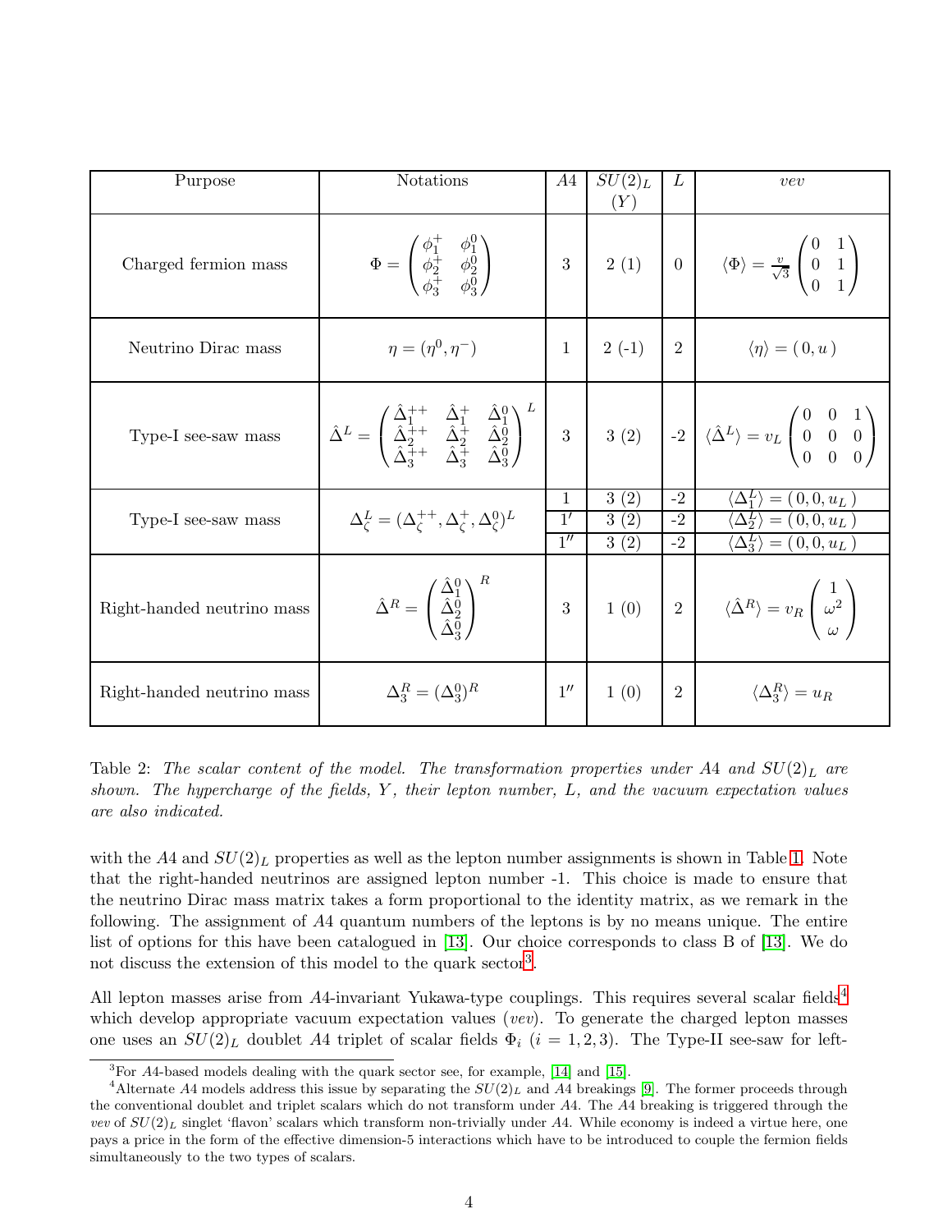| Purpose | Notations | $A4$ | $SU(2)_L$ $(Y)$ | $L$ | $vev$ |
|---|---|---|---|---|---|
| Charged fermion mass | $\Phi = \begin{pmatrix} \phi_1^+ & \phi_1^0 \\ \phi_2^+ & \phi_2^0 \\ \phi_3^+ & \phi_3^0 \end{pmatrix}$ | 3 | 2 (1) | 0 | $\langle\Phi\rangle = \frac{v}{\sqrt{3}} \begin{pmatrix} 0 & 1 \\ 0 & 1 \\ 0 & 1 \end{pmatrix}$ |
| Neutrino Dirac mass | $\eta = (\eta^0, \eta^-)$ | 1 | 2 (-1) | 2 | $\langle\eta\rangle = (\,0, u\,)$ |
| Type-I see-saw mass | $\hat{\Delta}^L = \begin{pmatrix} \hat{\Delta}_1^{++} & \hat{\Delta}_1^{+} & \hat{\Delta}_1^{0} \\ \hat{\Delta}_2^{++} & \hat{\Delta}_2^{+} & \hat{\Delta}_2^{0} \\ \hat{\Delta}_3^{++} & \hat{\Delta}_3^{+} & \hat{\Delta}_3^{0} \end{pmatrix}^L$ | 3 | 3 (2) | -2 | $\langle\hat{\Delta}^L\rangle = v_L \begin{pmatrix} 0 & 0 & 1 \\ 0 & 0 & 0 \\ 0 & 0 & 0 \end{pmatrix}$ |
| Type-I see-saw mass | $\Delta^L_\zeta = (\Delta^{++}_\zeta, \Delta^{+}_\zeta, \Delta^{0}_\zeta)^L$ | 1 | 3 (2) | -2 | $\langle\Delta^L_1\rangle = (\,0, 0, u_L\,)$ |
| | | $1'$ | 3 (2) | -2 | $\langle\Delta^L_2\rangle = (\,0, 0, u_L\,)$ |
| | | $1''$ | 3 (2) | -2 | $\langle\Delta^L_3\rangle = (\,0, 0, u_L\,)$ |
| Right-handed neutrino mass | $\hat{\Delta}^R = \begin{pmatrix} \hat{\Delta}_1^{0} \\ \hat{\Delta}_2^{0} \\ \hat{\Delta}_3^{0} \end{pmatrix}^R$ | 3 | 1 (0) | 2 | $\langle\hat{\Delta}^R\rangle = v_R \begin{pmatrix} 1 \\ \omega^2 \\ \omega \end{pmatrix}$ |
| Right-handed neutrino mass | $\Delta^R_3 = (\Delta^0_3)^R$ | $1''$ | 1 (0) | 2 | $\langle\Delta^R_3\rangle = u_R$ |

Table 2: *The scalar content of the model. The transformation properties under A4 and $SU(2)_L$ are shown. The hypercharge of the fields, $Y$, their lepton number, $L$, and the vacuum expectation values are also indicated.*

with the $A4$ and $SU(2)_L$ properties as well as the lepton number assignments is shown in Table 1. Note that the right-handed neutrinos are assigned lepton number -1. This choice is made to ensure that the neutrino Dirac mass matrix takes a form proportional to the identity matrix, as we remark in the following. The assignment of $A4$ quantum numbers of the leptons is by no means unique. The entire list of options for this have been catalogued in [13]. Our choice corresponds to class B of [13]. We do not discuss the extension of this model to the quark sector[3].

All lepton masses arise from $A4$-invariant Yukawa-type couplings. This requires several scalar fields[4] which develop appropriate vacuum expectation values ($vev$). To generate the charged lepton masses one uses an $SU(2)_L$ doublet $A4$ triplet of scalar fields $\Phi_i$ ($i = 1, 2, 3$). The Type-II see-saw for left-

[3]For $A4$-based models dealing with the quark sector see, for example, [14] and [15].

[4]Alternate $A4$ models address this issue by separating the $SU(2)_L$ and $A4$ breakings [9]. The former proceeds through the conventional doublet and triplet scalars which do not transform under $A4$. The $A4$ breaking is triggered through the $vev$ of $SU(2)_L$ singlet 'flavon' scalars which transform non-trivially under $A4$. While economy is indeed a virtue here, one pays a price in the form of the effective dimension-5 interactions which have to be introduced to couple the fermion fields simultaneously to the two types of scalars.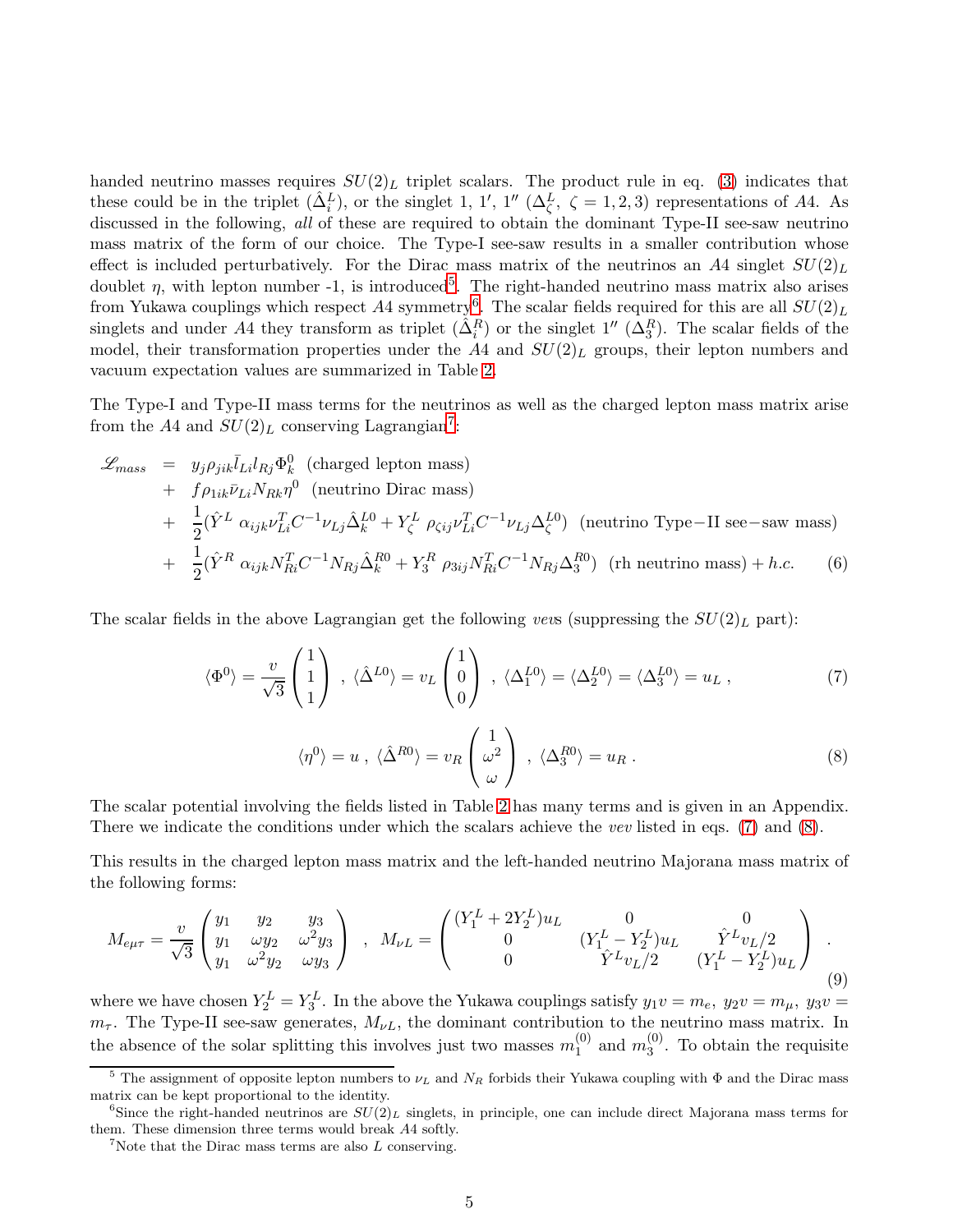handed neutrino masses requires $SU(2)_L$ triplet scalars. The product rule in eq. (3) indicates that these could be in the triplet ($\hat{\Delta}^L_i$), or the singlet 1, 1′, 1′′ ($\Delta^L_\zeta$, $\zeta = 1, 2, 3$) representations of $A4$. As discussed in the following, *all* of these are required to obtain the dominant Type-II see-saw neutrino mass matrix of the form of our choice. The Type-I see-saw results in a smaller contribution whose effect is included perturbatively. For the Dirac mass matrix of the neutrinos an $A4$ singlet $SU(2)_L$ doublet $\eta$, with lepton number -1, is introduced[5]. The right-handed neutrino mass matrix also arises from Yukawa couplings which respect $A4$ symmetry[6]. The scalar fields required for this are all $SU(2)_L$ singlets and under $A4$ they transform as triplet ($\hat{\Delta}^R_i$) or the singlet 1′′ ($\Delta^R_3$). The scalar fields of the model, their transformation properties under the $A4$ and $SU(2)_L$ groups, their lepton numbers and vacuum expectation values are summarized in Table 2.

The Type-I and Type-II mass terms for the neutrinos as well as the charged lepton mass matrix arise from the $A4$ and $SU(2)_L$ conserving Lagrangian[7]:

$$
\begin{aligned}
\mathscr{L}_{mass} &= y_j \rho_{jik} \bar{l}_{Li} l_{Rj} \Phi^0_k \;\; \text{(charged lepton mass)} \\
&+ f \rho_{1ik} \bar{\nu}_{Li} N_{Rk} \eta^0 \;\; \text{(neutrino Dirac mass)} \\
&+ \frac{1}{2}(\hat{Y}^L \; \alpha_{ijk} \nu^T_{Li} C^{-1} \nu_{Lj} \hat{\Delta}^{L0}_k + Y^L_\zeta \; \rho_{\zeta ij} \nu^T_{Li} C^{-1} \nu_{Lj} \Delta^{L0}_\zeta) \;\; \text{(neutrino Type-II see-saw mass)} \\
&+ \frac{1}{2}(\hat{Y}^R \; \alpha_{ijk} N^T_{Ri} C^{-1} N_{Rj} \hat{\Delta}^{R0}_k + Y^R_3 \; \rho_{3ij} N^T_{Ri} C^{-1} N_{Rj} \Delta^{R0}_3) \;\; \text{(rh neutrino mass)} + h.c. \qquad (6)
\end{aligned}
$$

The scalar fields in the above Lagrangian get the following *vev*s (suppressing the $SU(2)_L$ part):

$$
\langle \Phi^0 \rangle = \frac{v}{\sqrt{3}} \begin{pmatrix} 1 \\ 1 \\ 1 \end{pmatrix} \; , \; \langle \hat{\Delta}^{L0} \rangle = v_L \begin{pmatrix} 1 \\ 0 \\ 0 \end{pmatrix} \; , \; \langle \Delta^{L0}_1 \rangle = \langle \Delta^{L0}_2 \rangle = \langle \Delta^{L0}_3 \rangle = u_L \; , \qquad (7)
$$

$$
\langle \eta^0 \rangle = u \; , \; \langle \hat{\Delta}^{R0} \rangle = v_R \begin{pmatrix} 1 \\ \omega^2 \\ \omega \end{pmatrix} \; , \; \langle \Delta^{R0}_3 \rangle = u_R \; . \qquad (8)
$$

The scalar potential involving the fields listed in Table 2 has many terms and is given in an Appendix. There we indicate the conditions under which the scalars achieve the *vev* listed in eqs. (7) and (8).

This results in the charged lepton mass matrix and the left-handed neutrino Majorana mass matrix of the following forms:

$$
M_{e\mu\tau} = \frac{v}{\sqrt{3}} \begin{pmatrix} y_1 & y_2 & y_3 \\ y_1 & \omega y_2 & \omega^2 y_3 \\ y_1 & \omega^2 y_2 & \omega y_3 \end{pmatrix} \quad , \quad M_{\nu L} = \begin{pmatrix} (Y^L_1 + 2Y^L_2) u_L & 0 & 0 \\ 0 & (Y^L_1 - Y^L_2) u_L & \hat{Y}^L v_L/2 \\ 0 & \hat{Y}^L v_L/2 & (Y^L_1 - Y^L_2) u_L \end{pmatrix} \; . \qquad (9)
$$

where we have chosen $Y^L_2 = Y^L_3$. In the above the Yukawa couplings satisfy $y_1 v = m_e$, $y_2 v = m_\mu$, $y_3 v = m_\tau$. The Type-II see-saw generates, $M_{\nu L}$, the dominant contribution to the neutrino mass matrix. In the absence of the solar splitting this involves just two masses $m^{(0)}_1$ and $m^{(0)}_3$. To obtain the requisite

[5] The assignment of opposite lepton numbers to $\nu_L$ and $N_R$ forbids their Yukawa coupling with $\Phi$ and the Dirac mass matrix can be kept proportional to the identity.

[6] Since the right-handed neutrinos are $SU(2)_L$ singlets, in principle, one can include direct Majorana mass terms for them. These dimension three terms would break $A4$ softly.

[7] Note that the Dirac mass terms are also $L$ conserving.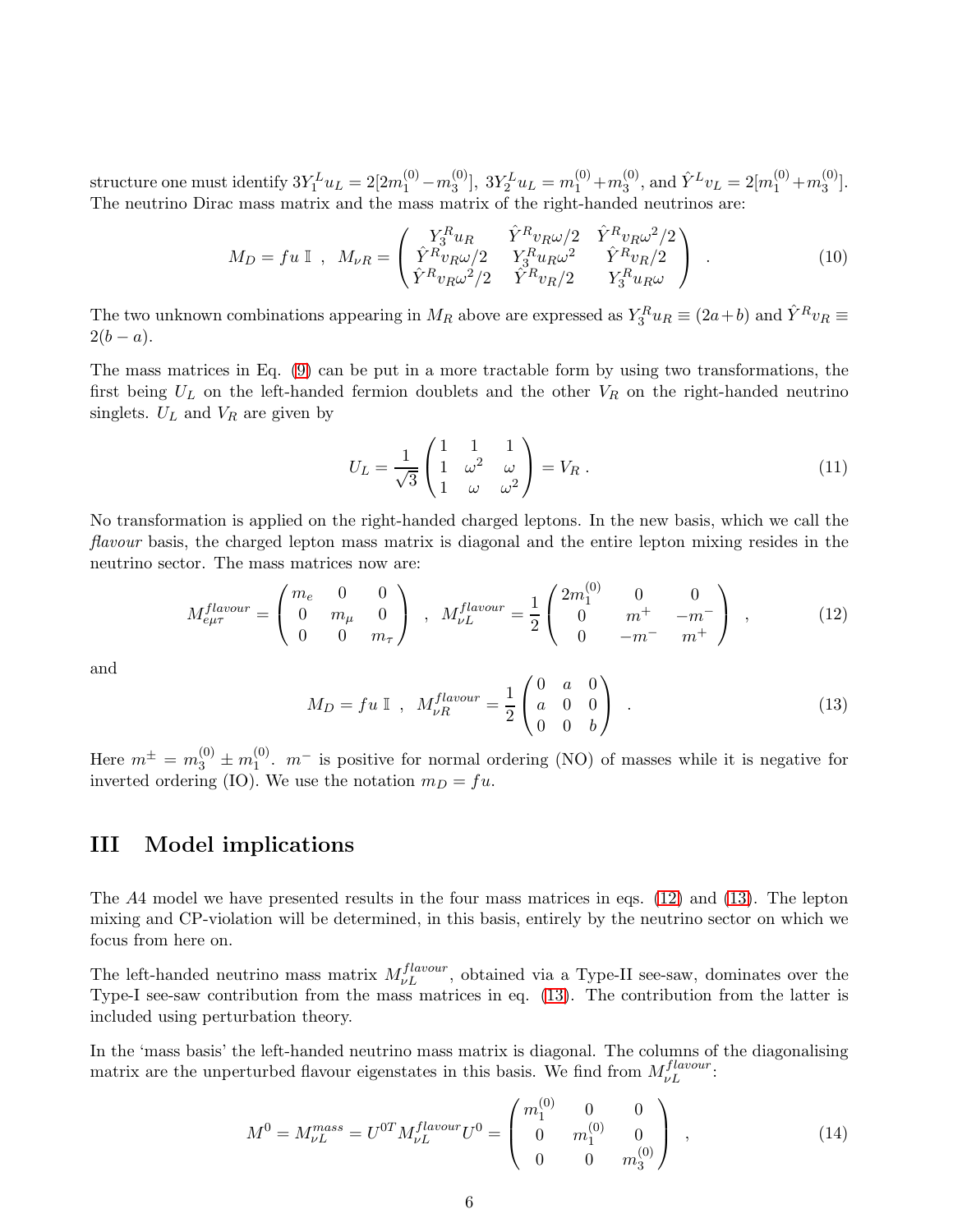structure one must identify $3Y_1^L u_L = 2[2m_1^{(0)} - m_3^{(0)}]$, $3Y_2^L u_L = m_1^{(0)} + m_3^{(0)}$, and $\hat{Y}^L v_L = 2[m_1^{(0)} + m_3^{(0)}]$. The neutrino Dirac mass matrix and the mass matrix of the right-handed neutrinos are:

$$
M_D = fu\,\mathbb{I} \;\;,\;\; M_{\nu R} = \begin{pmatrix} Y_3^R u_R & \hat{Y}^R v_R \omega/2 & \hat{Y}^R v_R \omega^2/2 \\ \hat{Y}^R v_R \omega/2 & Y_3^R u_R \omega^2 & \hat{Y}^R v_R/2 \\ \hat{Y}^R v_R \omega^2/2 & \hat{Y}^R v_R/2 & Y_3^R u_R \omega \end{pmatrix} \;\; . \tag{10}
$$

The two unknown combinations appearing in $M_R$ above are expressed as $Y_3^R u_R \equiv (2a+b)$ and $\hat{Y}^R v_R \equiv 2(b-a)$.

The mass matrices in Eq. (9) can be put in a more tractable form by using two transformations, the first being $U_L$ on the left-handed fermion doublets and the other $V_R$ on the right-handed neutrino singlets. $U_L$ and $V_R$ are given by

$$
U_L = \frac{1}{\sqrt{3}} \begin{pmatrix} 1 & 1 & 1 \\ 1 & \omega^2 & \omega \\ 1 & \omega & \omega^2 \end{pmatrix} = V_R \; . \tag{11}
$$

No transformation is applied on the right-handed charged leptons. In the new basis, which we call the *flavour* basis, the charged lepton mass matrix is diagonal and the entire lepton mixing resides in the neutrino sector. The mass matrices now are:

$$
M_{e\mu\tau}^{flavour} = \begin{pmatrix} m_e & 0 & 0 \\ 0 & m_\mu & 0 \\ 0 & 0 & m_\tau \end{pmatrix} \;\;,\;\; M_{\nu L}^{flavour} = \frac{1}{2} \begin{pmatrix} 2m_1^{(0)} & 0 & 0 \\ 0 & m^+ & -m^- \\ 0 & -m^- & m^+ \end{pmatrix} \;\; , \tag{12}
$$

and

$$
M_D = fu\,\mathbb{I} \;\;,\;\; M_{\nu R}^{flavour} = \frac{1}{2} \begin{pmatrix} 0 & a & 0 \\ a & 0 & 0 \\ 0 & 0 & b \end{pmatrix} \;\; . \tag{13}
$$

Here $m^\pm = m_3^{(0)} \pm m_1^{(0)}$. $m^-$ is positive for normal ordering (NO) of masses while it is negative for inverted ordering (IO). We use the notation $m_D = fu$.

## III Model implications

The $A4$ model we have presented results in the four mass matrices in eqs. (12) and (13). The lepton mixing and CP-violation will be determined, in this basis, entirely by the neutrino sector on which we focus from here on.

The left-handed neutrino mass matrix $M_{\nu L}^{flavour}$, obtained via a Type-II see-saw, dominates over the Type-I see-saw contribution from the mass matrices in eq. (13). The contribution from the latter is included using perturbation theory.

In the 'mass basis' the left-handed neutrino mass matrix is diagonal. The columns of the diagonalising matrix are the unperturbed flavour eigenstates in this basis. We find from $M_{\nu L}^{flavour}$:

$$
M^0 = M_{\nu L}^{mass} = U^{0T} M_{\nu L}^{flavour} U^0 = \begin{pmatrix} m_1^{(0)} & 0 & 0 \\ 0 & m_1^{(0)} & 0 \\ 0 & 0 & m_3^{(0)} \end{pmatrix} \;\; , \tag{14}
$$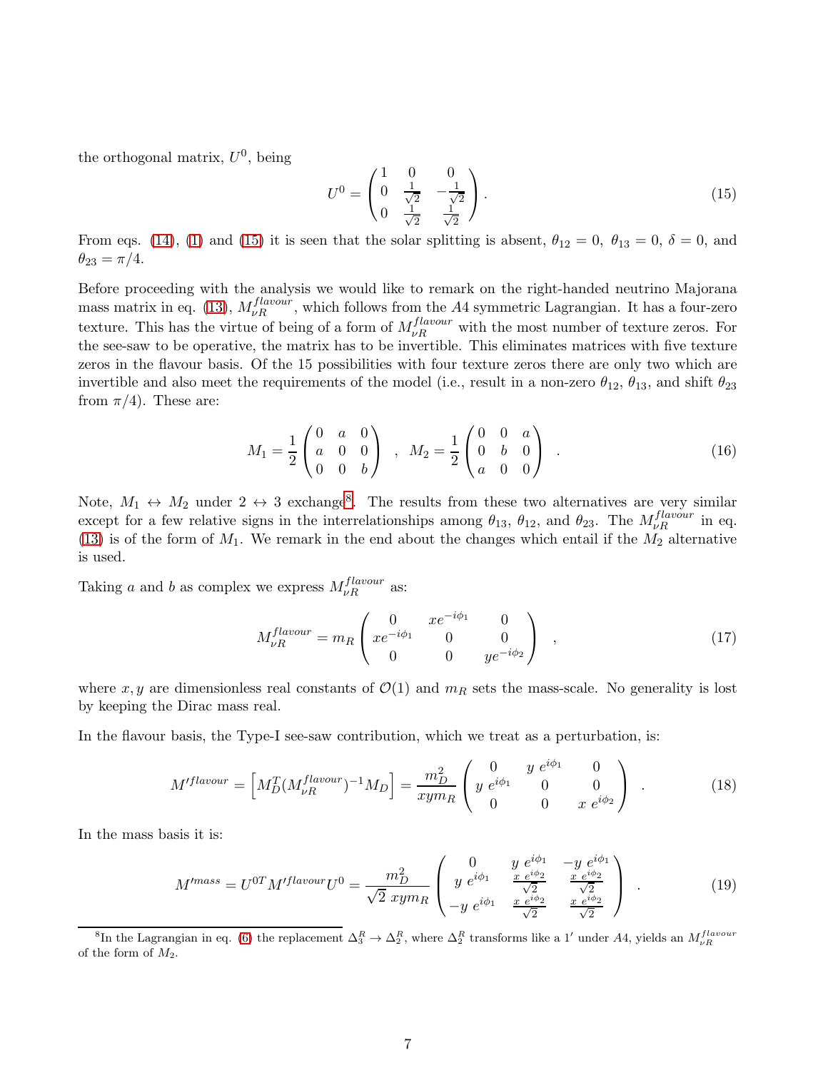the orthogonal matrix, $U^0$, being

$$U^0 = \begin{pmatrix} 1 & 0 & 0 \\ 0 & \frac{1}{\sqrt{2}} & -\frac{1}{\sqrt{2}} \\ 0 & \frac{1}{\sqrt{2}} & \frac{1}{\sqrt{2}} \end{pmatrix} . \tag{15}$$

From eqs. (14), (1) and (15) it is seen that the solar splitting is absent, $\theta_{12} = 0$, $\theta_{13} = 0$, $\delta = 0$, and $\theta_{23} = \pi/4$.

Before proceeding with the analysis we would like to remark on the right-handed neutrino Majorana mass matrix in eq. (13), $M_{\nu R}^{flavour}$, which follows from the $A4$ symmetric Lagrangian. It has a four-zero texture. This has the virtue of being of a form of $M_{\nu R}^{flavour}$ with the most number of texture zeros. For the see-saw to be operative, the matrix has to be invertible. This eliminates matrices with five texture zeros in the flavour basis. Of the 15 possibilities with four texture zeros there are only two which are invertible and also meet the requirements of the model (i.e., result in a non-zero $\theta_{12}$, $\theta_{13}$, and shift $\theta_{23}$ from $\pi/4$). These are:

$$M_1 = \frac{1}{2}\begin{pmatrix} 0 & a & 0 \\ a & 0 & 0 \\ 0 & 0 & b \end{pmatrix} \;\; , \;\; M_2 = \frac{1}{2}\begin{pmatrix} 0 & 0 & a \\ 0 & b & 0 \\ a & 0 & 0 \end{pmatrix} \;\; . \tag{16}$$

Note, $M_1 \leftrightarrow M_2$ under $2 \leftrightarrow 3$ exchange[8]. The results from these two alternatives are very similar except for a few relative signs in the interrelationships among $\theta_{13}$, $\theta_{12}$, and $\theta_{23}$. The $M_{\nu R}^{flavour}$ in eq. (13) is of the form of $M_1$. We remark in the end about the changes which entail if the $M_2$ alternative is used.

Taking $a$ and $b$ as complex we express $M_{\nu R}^{flavour}$ as:

$$M_{\nu R}^{flavour} = m_R \begin{pmatrix} 0 & xe^{-i\phi_1} & 0 \\ xe^{-i\phi_1} & 0 & 0 \\ 0 & 0 & ye^{-i\phi_2} \end{pmatrix} \;\; , \tag{17}$$

where $x, y$ are dimensionless real constants of $\mathcal{O}(1)$ and $m_R$ sets the mass-scale. No generality is lost by keeping the Dirac mass real.

In the flavour basis, the Type-I see-saw contribution, which we treat as a perturbation, is:

$$M'^{flavour} = \left[ M_D^T (M_{\nu R}^{flavour})^{-1} M_D \right] = \frac{m_D^2}{xy m_R} \begin{pmatrix} 0 & y\ e^{i\phi_1} & 0 \\ y\ e^{i\phi_1} & 0 & 0 \\ 0 & 0 & x\ e^{i\phi_2} \end{pmatrix} \;\; . \tag{18}$$

In the mass basis it is:

$$M'^{mass} = U^{0T} M'^{flavour} U^0 = \frac{m_D^2}{\sqrt{2}\ xy m_R} \begin{pmatrix} 0 & y\ e^{i\phi_1} & -y\ e^{i\phi_1} \\ y\ e^{i\phi_1} & \frac{x\ e^{i\phi_2}}{\sqrt{2}} & \frac{x\ e^{i\phi_2}}{\sqrt{2}} \\ -y\ e^{i\phi_1} & \frac{x\ e^{i\phi_2}}{\sqrt{2}} & \frac{x\ e^{i\phi_2}}{\sqrt{2}} \end{pmatrix} \;\; . \tag{19}$$

[8] In the Lagrangian in eq. (6) the replacement $\Delta_3^R \to \Delta_2^R$, where $\Delta_2^R$ transforms like a $1'$ under $A4$, yields an $M_{\nu R}^{flavour}$ of the form of $M_2$.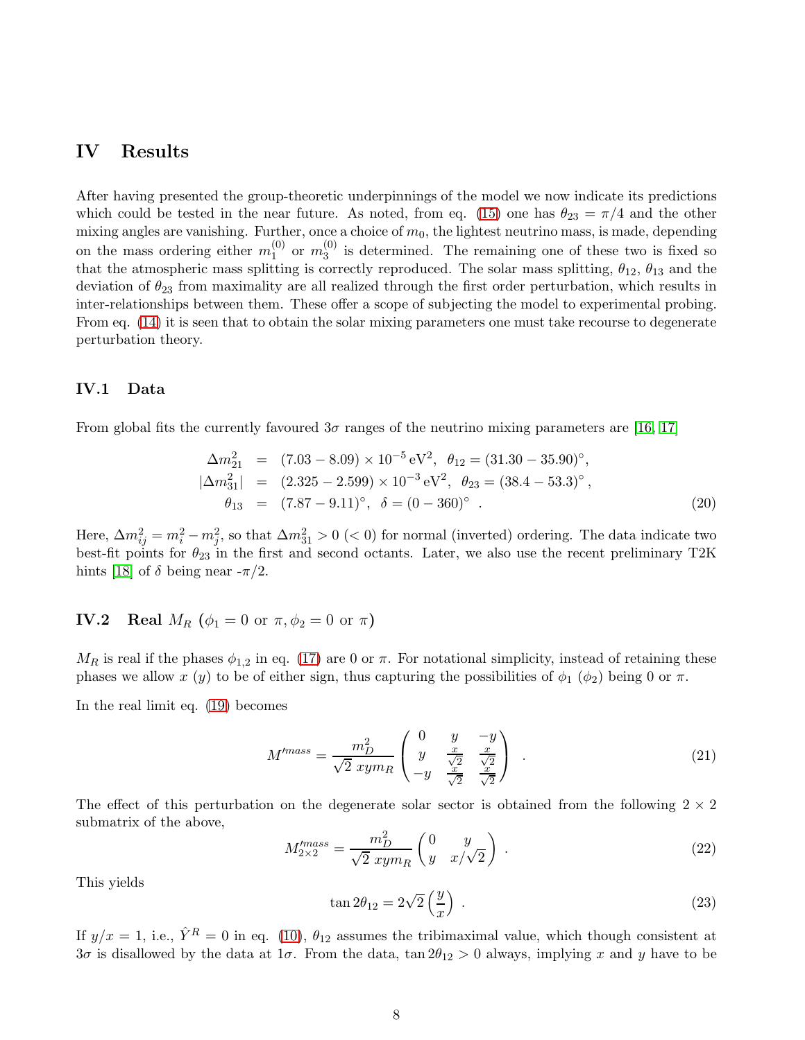## IV Results

After having presented the group-theoretic underpinnings of the model we now indicate its predictions which could be tested in the near future. As noted, from eq. (15) one has $\theta_{23} = \pi/4$ and the other mixing angles are vanishing. Further, once a choice of $m_0$, the lightest neutrino mass, is made, depending on the mass ordering either $m_1^{(0)}$ or $m_3^{(0)}$ is determined. The remaining one of these two is fixed so that the atmospheric mass splitting is correctly reproduced. The solar mass splitting, $\theta_{12}$, $\theta_{13}$ and the deviation of $\theta_{23}$ from maximality are all realized through the first order perturbation, which results in inter-relationships between them. These offer a scope of subjecting the model to experimental probing. From eq. (14) it is seen that to obtain the solar mixing parameters one must take recourse to degenerate perturbation theory.

### IV.1 Data

From global fits the currently favoured $3\sigma$ ranges of the neutrino mixing parameters are [16, 17]

$$
\begin{aligned}
\Delta m^2_{21} &= (7.03 - 8.09)\times 10^{-5}\,\mathrm{eV}^2,\ \ \theta_{12} = (31.30 - 35.90)^\circ, \\
|\Delta m^2_{31}| &= (2.325 - 2.599)\times 10^{-3}\,\mathrm{eV}^2,\ \ \theta_{23} = (38.4 - 53.3)^\circ, \\
\theta_{13} &= (7.87 - 9.11)^\circ,\ \ \delta = (0 - 360)^\circ \ .
\end{aligned}
\tag{20}
$$

Here, $\Delta m^2_{ij} = m_i^2 - m_j^2$, so that $\Delta m^2_{31} > 0$ $(< 0)$ for normal (inverted) ordering. The data indicate two best-fit points for $\theta_{23}$ in the first and second octants. Later, we also use the recent preliminary T2K hints [18] of $\delta$ being near $-\pi/2$.

### IV.2 Real $M_R$ ($\phi_1 = 0$ or $\pi, \phi_2 = 0$ or $\pi$)

$M_R$ is real if the phases $\phi_{1,2}$ in eq. (17) are 0 or $\pi$. For notational simplicity, instead of retaining these phases we allow $x$ ($y$) to be of either sign, thus capturing the possibilities of $\phi_1$ ($\phi_2$) being 0 or $\pi$.

In the real limit eq. (19) becomes

$$
M'^{mass} = \frac{m_D^2}{\sqrt{2}\ xym_R}\begin{pmatrix} 0 & y & -y \\ y & \frac{x}{\sqrt{2}} & \frac{x}{\sqrt{2}} \\ -y & \frac{x}{\sqrt{2}} & \frac{x}{\sqrt{2}} \end{pmatrix} \ . \tag{21}
$$

The effect of this perturbation on the degenerate solar sector is obtained from the following $2\times 2$ submatrix of the above,

$$
M'^{mass}_{2\times 2} = \frac{m_D^2}{\sqrt{2}\ xym_R}\begin{pmatrix} 0 & y \\ y & x/\sqrt{2} \end{pmatrix} \ . \tag{22}
$$

This yields

$$
\tan 2\theta_{12} = 2\sqrt{2}\left(\frac{y}{x}\right) \ . \tag{23}
$$

If $y/x = 1$, i.e., $\hat{Y}^R = 0$ in eq. (10), $\theta_{12}$ assumes the tribimaximal value, which though consistent at $3\sigma$ is disallowed by the data at $1\sigma$. From the data, $\tan 2\theta_{12} > 0$ always, implying $x$ and $y$ have to be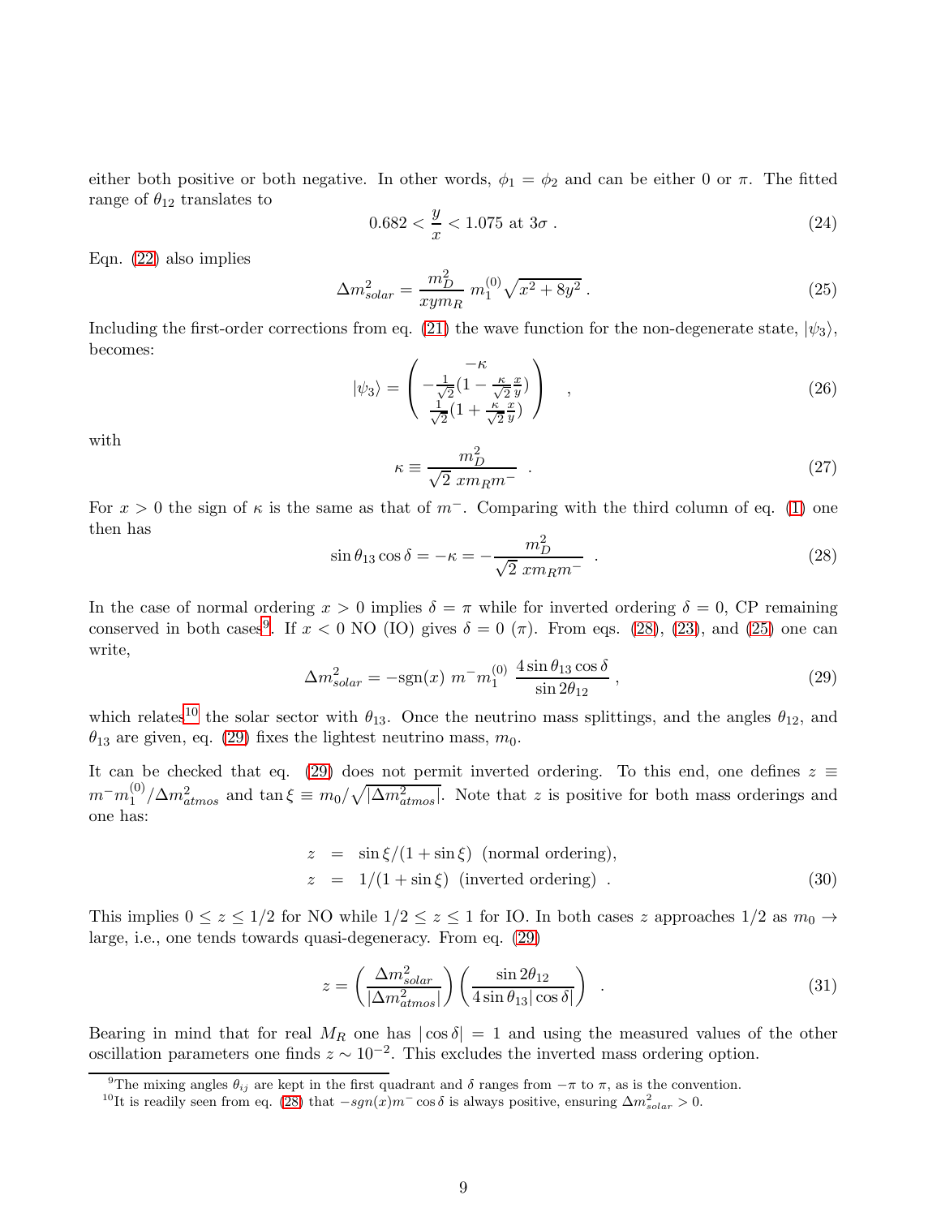either both positive or both negative. In other words, $\phi_1 = \phi_2$ and can be either 0 or $\pi$. The fitted range of $\theta_{12}$ translates to

$$0.682 < \frac{y}{x} < 1.075 \text{ at } 3\sigma \, . \tag{24}$$

Eqn. (22) also implies

$$\Delta m^2_{solar} = \frac{m_D^2}{xym_R} \, m_1^{(0)} \sqrt{x^2 + 8y^2} \, . \tag{25}$$

Including the first-order corrections from eq. (21) the wave function for the non-degenerate state, $|\psi_3\rangle$, becomes:

$$|\psi_3\rangle = \begin{pmatrix} -\kappa \\ -\frac{1}{\sqrt{2}}(1 - \frac{\kappa}{\sqrt{2}}\frac{x}{y}) \\ \frac{1}{\sqrt{2}}(1 + \frac{\kappa}{\sqrt{2}}\frac{x}{y}) \end{pmatrix} \quad , \tag{26}$$

with

$$\kappa \equiv \frac{m_D^2}{\sqrt{2} \; xm_R m^-} \quad . \tag{27}$$

For $x > 0$ the sign of $\kappa$ is the same as that of $m^-$. Comparing with the third column of eq. (1) one then has

$$\sin\theta_{13}\cos\delta = -\kappa = -\frac{m_D^2}{\sqrt{2} \; xm_R m^-} \quad . \tag{28}$$

In the case of normal ordering $x > 0$ implies $\delta = \pi$ while for inverted ordering $\delta = 0$, CP remaining conserved in both cases[9]. If $x < 0$ NO (IO) gives $\delta = 0$ ($\pi$). From eqs. (28), (23), and (25) one can write,

$$\Delta m^2_{solar} = -\text{sgn}(x) \; m^- m_1^{(0)} \; \frac{4\sin\theta_{13}\cos\delta}{\sin 2\theta_{12}} \, , \tag{29}$$

which relates[10] the solar sector with $\theta_{13}$. Once the neutrino mass splittings, and the angles $\theta_{12}$, and $\theta_{13}$ are given, eq. (29) fixes the lightest neutrino mass, $m_0$.

It can be checked that eq. (29) does not permit inverted ordering. To this end, one defines $z \equiv m^- m_1^{(0)}/\Delta m^2_{atmos}$ and $\tan\xi \equiv m_0/\sqrt{|\Delta m^2_{atmos}|}$. Note that $z$ is positive for both mass orderings and one has:

$$\begin{aligned} z &= \sin\xi/(1+\sin\xi) \;\; \text{(normal ordering)}, \\ z &= 1/(1+\sin\xi) \;\; \text{(inverted ordering)} \; . \end{aligned} \tag{30}$$

This implies $0 \leq z \leq 1/2$ for NO while $1/2 \leq z \leq 1$ for IO. In both cases $z$ approaches $1/2$ as $m_0 \rightarrow$ large, i.e., one tends towards quasi-degeneracy. From eq. (29)

$$z = \left(\frac{\Delta m^2_{solar}}{|\Delta m^2_{atmos}|}\right)\left(\frac{\sin 2\theta_{12}}{4\sin\theta_{13}|\cos\delta|}\right) \quad . \tag{31}$$

Bearing in mind that for real $M_R$ one has $|\cos\delta| = 1$ and using the measured values of the other oscillation parameters one finds $z \sim 10^{-2}$. This excludes the inverted mass ordering option.

[9] The mixing angles $\theta_{ij}$ are kept in the first quadrant and $\delta$ ranges from $-\pi$ to $\pi$, as is the convention.

[10] It is readily seen from eq. (28) that $-sgn(x)m^-\cos\delta$ is always positive, ensuring $\Delta m^2_{solar} > 0$.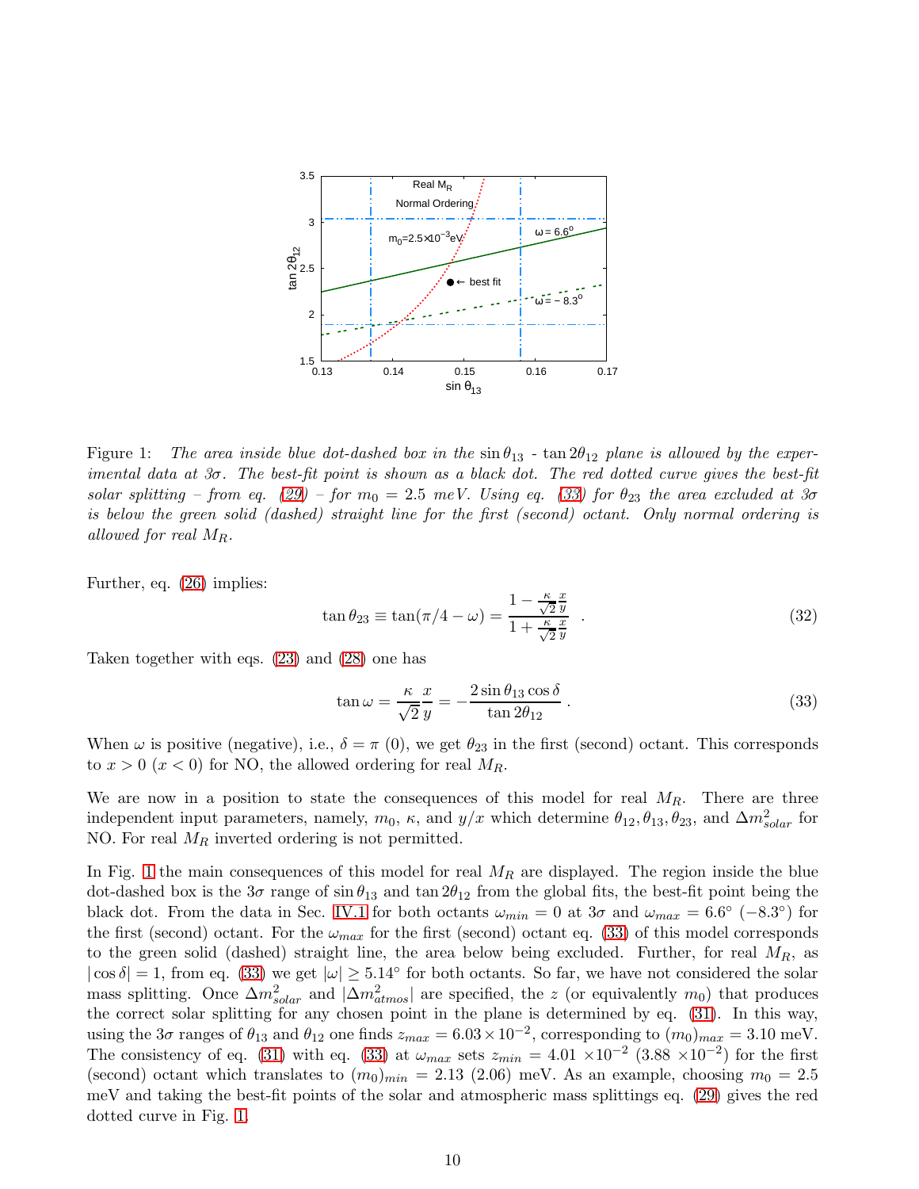Figure 1: *The area inside blue dot-dashed box in the* $\sin\theta_{13}$ - $\tan 2\theta_{12}$ *plane is allowed by the experimental data at 3σ. The best-fit point is shown as a black dot. The red dotted curve gives the best-fit solar splitting – from eq. (29) – for* $m_0 = 2.5$ *meV. Using eq. (33) for* $\theta_{23}$ *the area excluded at 3σ is below the green solid (dashed) straight line for the first (second) octant. Only normal ordering is allowed for real* $M_R$*.*

Further, eq. (26) implies:

$$\tan\theta_{23} \equiv \tan(\pi/4 - \omega) = \frac{1 - \frac{\kappa}{\sqrt{2}}\frac{x}{y}}{1 + \frac{\kappa}{\sqrt{2}}\frac{x}{y}} \quad . \tag{32}$$

Taken together with eqs. (23) and (28) one has

$$\tan\omega = \frac{\kappa}{\sqrt{2}}\frac{x}{y} = -\frac{2\sin\theta_{13}\cos\delta}{\tan 2\theta_{12}} \, . \tag{33}$$

When $\omega$ is positive (negative), i.e., $\delta = \pi$ (0), we get $\theta_{23}$ in the first (second) octant. This corresponds to $x > 0$ ($x < 0$) for NO, the allowed ordering for real $M_R$.

We are now in a position to state the consequences of this model for real $M_R$. There are three independent input parameters, namely, $m_0$, $\kappa$, and $y/x$ which determine $\theta_{12}, \theta_{13}, \theta_{23}$, and $\Delta m^2_{solar}$ for NO. For real $M_R$ inverted ordering is not permitted.

In Fig. 1 the main consequences of this model for real $M_R$ are displayed. The region inside the blue dot-dashed box is the $3\sigma$ range of $\sin\theta_{13}$ and $\tan 2\theta_{12}$ from the global fits, the best-fit point being the black dot. From the data in Sec. IV.1 for both octants $\omega_{min} = 0$ at $3\sigma$ and $\omega_{max} = 6.6°$ ($-8.3°$) for the first (second) octant. For the $\omega_{max}$ for the first (second) octant eq. (33) of this model corresponds to the green solid (dashed) straight line, the area below being excluded. Further, for real $M_R$, as $|\cos\delta| = 1$, from eq. (33) we get $|\omega| \geq 5.14°$ for both octants. So far, we have not considered the solar mass splitting. Once $\Delta m^2_{solar}$ and $|\Delta m^2_{atmos}|$ are specified, the $z$ (or equivalently $m_0$) that produces the correct solar splitting for any chosen point in the plane is determined by eq. (31). In this way, using the $3\sigma$ ranges of $\theta_{13}$ and $\theta_{12}$ one finds $z_{max} = 6.03 \times 10^{-2}$, corresponding to $(m_0)_{max} = 3.10$ meV. The consistency of eq. (31) with eq. (33) at $\omega_{max}$ sets $z_{min} = 4.01 \times 10^{-2}$ ($3.88 \times 10^{-2}$) for the first (second) octant which translates to $(m_0)_{min} = 2.13$ (2.06) meV. As an example, choosing $m_0 = 2.5$ meV and taking the best-fit points of the solar and atmospheric mass splittings eq. (29) gives the red dotted curve in Fig. 1.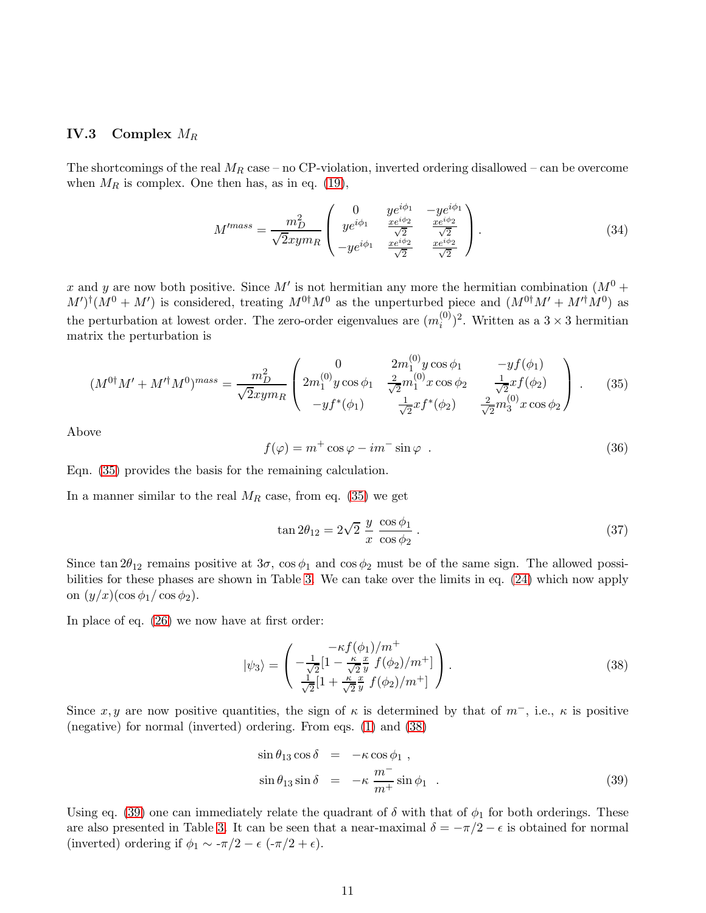### IV.3 Complex $M_R$

The shortcomings of the real $M_R$ case – no CP-violation, inverted ordering disallowed – can be overcome when $M_R$ is complex. One then has, as in eq. (19),

$$M'^{mass} = \frac{m_D^2}{\sqrt{2}xym_R} \begin{pmatrix} 0 & ye^{i\phi_1} & -ye^{i\phi_1} \\ ye^{i\phi_1} & \frac{xe^{i\phi_2}}{\sqrt{2}} & \frac{xe^{i\phi_2}}{\sqrt{2}} \\ -ye^{i\phi_1} & \frac{xe^{i\phi_2}}{\sqrt{2}} & \frac{xe^{i\phi_2}}{\sqrt{2}} \end{pmatrix} . \tag{34}$$

$x$ and $y$ are now both positive. Since $M'$ is not hermitian any more the hermitian combination $(M^0 + M')^\dagger(M^0 + M')$ is considered, treating $M^{0\dagger}M^0$ as the unperturbed piece and $(M^{0\dagger}M' + M'^\dagger M^0)$ as the perturbation at lowest order. The zero-order eigenvalues are $(m_i^{(0)})^2$. Written as a $3\times3$ hermitian matrix the perturbation is

$$(M^{0\dagger}M' + M'^\dagger M^0)^{mass} = \frac{m_D^2}{\sqrt{2}xym_R} \begin{pmatrix} 0 & 2m_1^{(0)}y\cos\phi_1 & -yf(\phi_1) \\ 2m_1^{(0)}y\cos\phi_1 & \frac{2}{\sqrt{2}}m_1^{(0)}x\cos\phi_2 & \frac{1}{\sqrt{2}}xf(\phi_2) \\ -yf^*(\phi_1) & \frac{1}{\sqrt{2}}xf^*(\phi_2) & \frac{2}{\sqrt{2}}m_3^{(0)}x\cos\phi_2 \end{pmatrix} . \tag{35}$$

Above

$$f(\varphi) = m^+\cos\varphi - im^-\sin\varphi \ . \tag{36}$$

Eqn. (35) provides the basis for the remaining calculation.

In a manner similar to the real $M_R$ case, from eq. (35) we get

$$\tan 2\theta_{12} = 2\sqrt{2}\ \frac{y}{x}\ \frac{\cos\phi_1}{\cos\phi_2} \ . \tag{37}$$

Since $\tan 2\theta_{12}$ remains positive at $3\sigma$, $\cos\phi_1$ and $\cos\phi_2$ must be of the same sign. The allowed possibilities for these phases are shown in Table 3. We can take over the limits in eq. (24) which now apply on $(y/x)(\cos\phi_1/\cos\phi_2)$.

In place of eq. (26) we now have at first order:

$$|\psi_3\rangle = \begin{pmatrix} -\kappa f(\phi_1)/m^+ \\ -\frac{1}{\sqrt{2}}[1 - \frac{\kappa}{\sqrt{2}}\frac{x}{y}\ f(\phi_2)/m^+] \\ \frac{1}{\sqrt{2}}[1 + \frac{\kappa}{\sqrt{2}}\frac{x}{y}\ f(\phi_2)/m^+] \end{pmatrix} . \tag{38}$$

Since $x, y$ are now positive quantities, the sign of $\kappa$ is determined by that of $m^-$, i.e., $\kappa$ is positive (negative) for normal (inverted) ordering. From eqs. (1) and (38)

$$\begin{aligned} \sin\theta_{13}\cos\delta &= -\kappa\cos\phi_1 \ , \\ \sin\theta_{13}\sin\delta &= -\kappa\ \frac{m^-}{m^+}\sin\phi_1 \ . \end{aligned} \tag{39}$$

Using eq. (39) one can immediately relate the quadrant of $\delta$ with that of $\phi_1$ for both orderings. These are also presented in Table 3. It can be seen that a near-maximal $\delta = -\pi/2 - \epsilon$ is obtained for normal (inverted) ordering if $\phi_1 \sim -\pi/2 - \epsilon$ ($-\pi/2 + \epsilon$).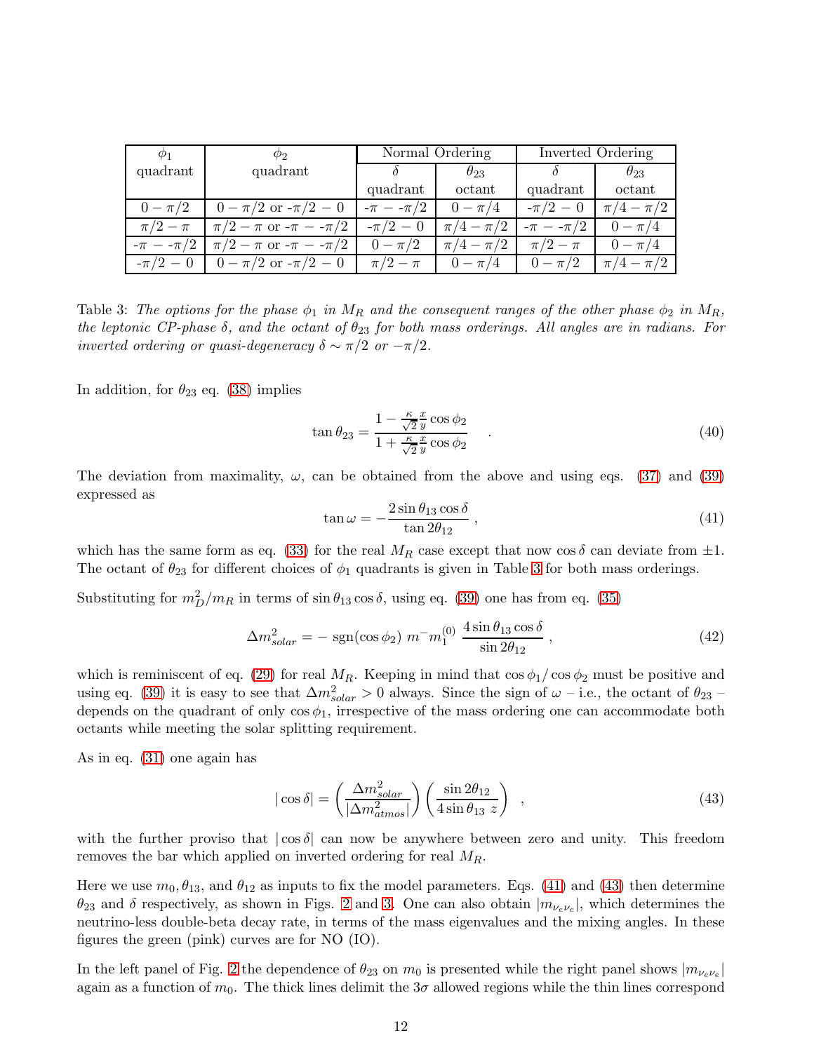| $\phi_1$ quadrant | $\phi_2$ quadrant | Normal Ordering | | Inverted Ordering | |
|---|---|---|---|---|---|
| | | $\delta$ quadrant | $\theta_{23}$ octant | $\delta$ quadrant | $\theta_{23}$ octant |
| $0 - \pi/2$ | $0 - \pi/2$ or $-\pi/2 - 0$ | $-\pi$ − $-\pi/2$ | $0 - \pi/4$ | $-\pi/2 - 0$ | $\pi/4 - \pi/2$ |
| $\pi/2 - \pi$ | $\pi/2 - \pi$ or $-\pi$ − $-\pi/2$ | $-\pi/2 - 0$ | $\pi/4 - \pi/2$ | $-\pi$ − $-\pi/2$ | $0 - \pi/4$ |
| $-\pi$ − $-\pi/2$ | $\pi/2 - \pi$ or $-\pi$ − $-\pi/2$ | $0 - \pi/2$ | $\pi/4 - \pi/2$ | $\pi/2 - \pi$ | $0 - \pi/4$ |
| $-\pi/2 - 0$ | $0 - \pi/2$ or $-\pi/2 - 0$ | $\pi/2 - \pi$ | $0 - \pi/4$ | $0 - \pi/2$ | $\pi/4 - \pi/2$ |

Table 3: *The options for the phase $\phi_1$ in $M_R$ and the consequent ranges of the other phase $\phi_2$ in $M_R$, the leptonic CP-phase $\delta$, and the octant of $\theta_{23}$ for both mass orderings. All angles are in radians. For inverted ordering or quasi-degeneracy $\delta \sim \pi/2$ or $-\pi/2$.*

In addition, for $\theta_{23}$ eq. (38) implies

$$\tan\theta_{23} = \frac{1 - \frac{\kappa}{\sqrt{2}}\frac{x}{y}\cos\phi_2}{1 + \frac{\kappa}{\sqrt{2}}\frac{x}{y}\cos\phi_2} \quad . \tag{40}$$

The deviation from maximality, $\omega$, can be obtained from the above and using eqs. (37) and (39) expressed as

$$\tan\omega = -\frac{2\sin\theta_{13}\cos\delta}{\tan 2\theta_{12}} \, , \tag{41}$$

which has the same form as eq. (33) for the real $M_R$ case except that now $\cos\delta$ can deviate from $\pm 1$. The octant of $\theta_{23}$ for different choices of $\phi_1$ quadrants is given in Table 3 for both mass orderings.

Substituting for $m_D^2/m_R$ in terms of $\sin\theta_{13}\cos\delta$, using eq. (39) one has from eq. (35)

$$\Delta m^2_{solar} = -\ \mathrm{sgn}(\cos\phi_2)\ m^- m_1^{(0)}\ \frac{4\sin\theta_{13}\cos\delta}{\sin 2\theta_{12}} \, , \tag{42}$$

which is reminiscent of eq. (29) for real $M_R$. Keeping in mind that $\cos\phi_1/\cos\phi_2$ must be positive and using eq. (39) it is easy to see that $\Delta m^2_{solar} > 0$ always. Since the sign of $\omega$ – i.e., the octant of $\theta_{23}$ – depends on the quadrant of only $\cos\phi_1$, irrespective of the mass ordering one can accommodate both octants while meeting the solar splitting requirement.

As in eq. (31) one again has

$$|\cos\delta| = \left(\frac{\Delta m^2_{solar}}{|\Delta m^2_{atmos}|}\right)\left(\frac{\sin 2\theta_{12}}{4\sin\theta_{13}\ z}\right) \quad , \tag{43}$$

with the further proviso that $|\cos\delta|$ can now be anywhere between zero and unity. This freedom removes the bar which applied on inverted ordering for real $M_R$.

Here we use $m_0, \theta_{13}$, and $\theta_{12}$ as inputs to fix the model parameters. Eqs. (41) and (43) then determine $\theta_{23}$ and $\delta$ respectively, as shown in Figs. 2 and 3. One can also obtain $|m_{\nu_e\nu_e}|$, which determines the neutrino-less double-beta decay rate, in terms of the mass eigenvalues and the mixing angles. In these figures the green (pink) curves are for NO (IO).

In the left panel of Fig. 2 the dependence of $\theta_{23}$ on $m_0$ is presented while the right panel shows $|m_{\nu_e\nu_e}|$ again as a function of $m_0$. The thick lines delimit the $3\sigma$ allowed regions while the thin lines correspond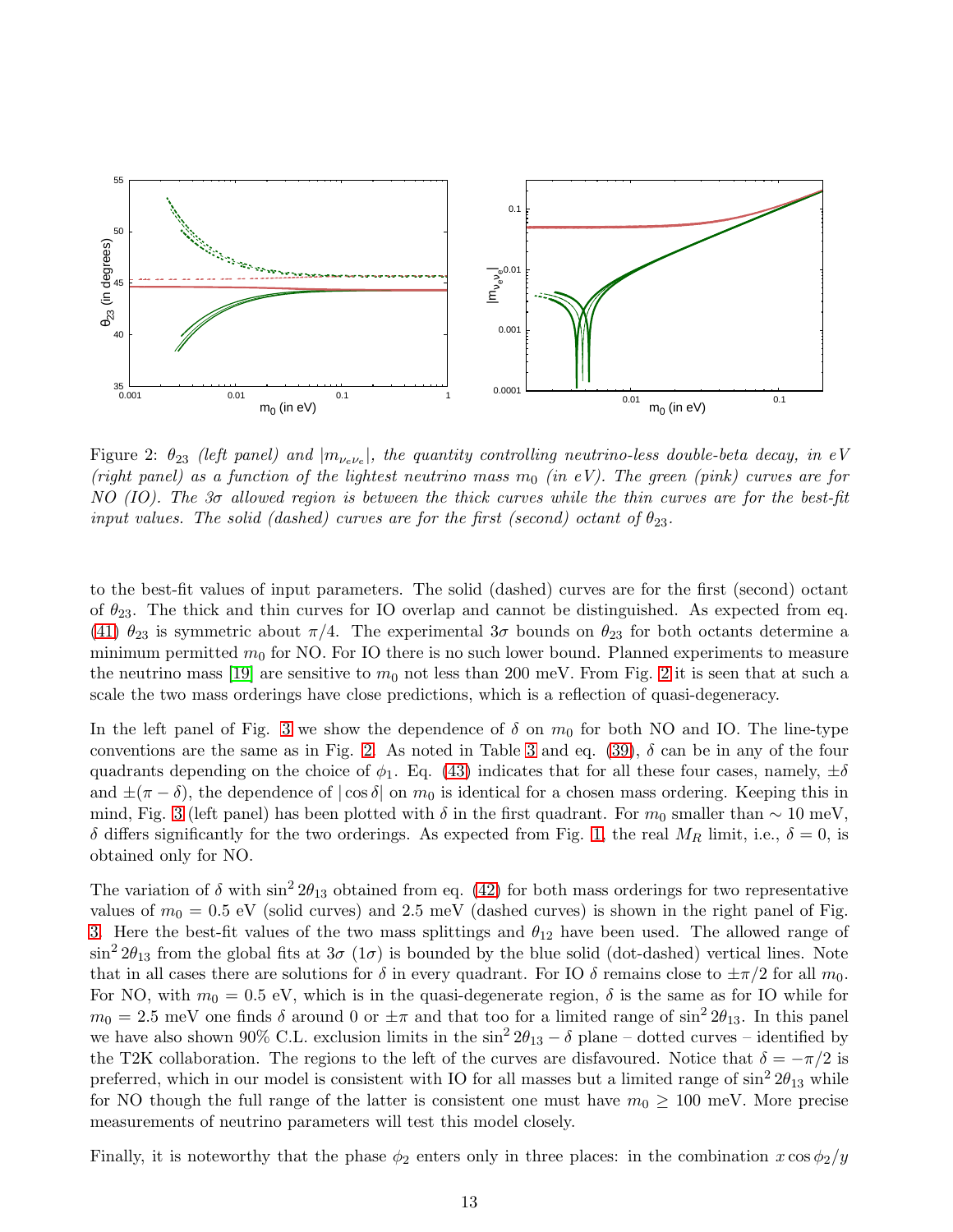Figure 2: $\theta_{23}$ *(left panel) and* $|m_{\nu_e \nu_e}|$*, the quantity controlling neutrino-less double-beta decay, in eV (right panel) as a function of the lightest neutrino mass* $m_0$ *(in eV). The green (pink) curves are for NO (IO). The 3σ allowed region is between the thick curves while the thin curves are for the best-fit input values. The solid (dashed) curves are for the first (second) octant of* $\theta_{23}$*.*

to the best-fit values of input parameters. The solid (dashed) curves are for the first (second) octant of $\theta_{23}$. The thick and thin curves for IO overlap and cannot be distinguished. As expected from eq. (41) $\theta_{23}$ is symmetric about $\pi/4$. The experimental $3\sigma$ bounds on $\theta_{23}$ for both octants determine a minimum permitted $m_0$ for NO. For IO there is no such lower bound. Planned experiments to measure the neutrino mass [19] are sensitive to $m_0$ not less than 200 meV. From Fig. 2 it is seen that at such a scale the two mass orderings have close predictions, which is a reflection of quasi-degeneracy.

In the left panel of Fig. 3 we show the dependence of $\delta$ on $m_0$ for both NO and IO. The line-type conventions are the same as in Fig. 2. As noted in Table 3 and eq. (39), $\delta$ can be in any of the four quadrants depending on the choice of $\phi_1$. Eq. (43) indicates that for all these four cases, namely, $\pm\delta$ and $\pm(\pi - \delta)$, the dependence of $|\cos\delta|$ on $m_0$ is identical for a chosen mass ordering. Keeping this in mind, Fig. 3 (left panel) has been plotted with $\delta$ in the first quadrant. For $m_0$ smaller than $\sim 10$ meV, $\delta$ differs significantly for the two orderings. As expected from Fig. 1, the real $M_R$ limit, i.e., $\delta = 0$, is obtained only for NO.

The variation of $\delta$ with $\sin^2 2\theta_{13}$ obtained from eq. (42) for both mass orderings for two representative values of $m_0 = 0.5$ eV (solid curves) and 2.5 meV (dashed curves) is shown in the right panel of Fig. 3. Here the best-fit values of the two mass splittings and $\theta_{12}$ have been used. The allowed range of $\sin^2 2\theta_{13}$ from the global fits at $3\sigma$ $(1\sigma)$ is bounded by the blue solid (dot-dashed) vertical lines. Note that in all cases there are solutions for $\delta$ in every quadrant. For IO $\delta$ remains close to $\pm\pi/2$ for all $m_0$. For NO, with $m_0 = 0.5$ eV, which is in the quasi-degenerate region, $\delta$ is the same as for IO while for $m_0 = 2.5$ meV one finds $\delta$ around 0 or $\pm\pi$ and that too for a limited range of $\sin^2 2\theta_{13}$. In this panel we have also shown 90% C.L. exclusion limits in the $\sin^2 2\theta_{13} - \delta$ plane – dotted curves – identified by the T2K collaboration. The regions to the left of the curves are disfavoured. Notice that $\delta = -\pi/2$ is preferred, which in our model is consistent with IO for all masses but a limited range of $\sin^2 2\theta_{13}$ while for NO though the full range of the latter is consistent one must have $m_0 \geq 100$ meV. More precise measurements of neutrino parameters will test this model closely.

Finally, it is noteworthy that the phase $\phi_2$ enters only in three places: in the combination $x\cos\phi_2/y$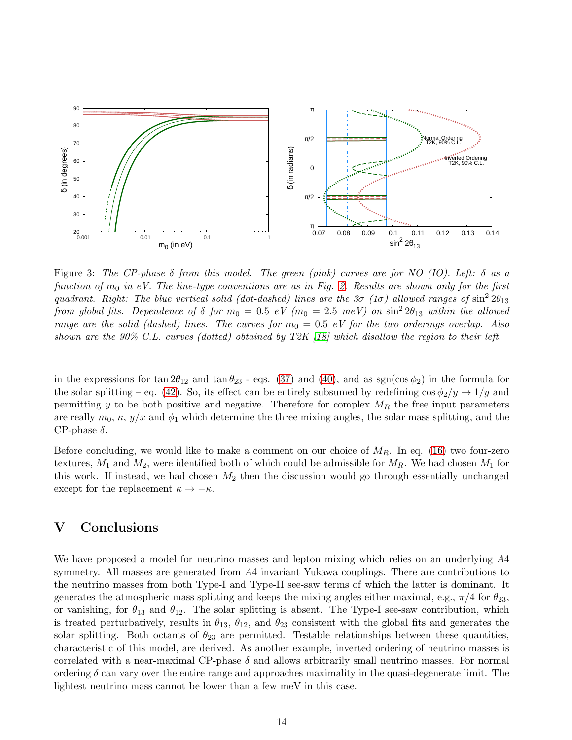Figure 3: *The CP-phase $\delta$ from this model. The green (pink) curves are for NO (IO). Left: $\delta$ as a function of $m_0$ in eV. The line-type conventions are as in Fig. 2. Results are shown only for the first quadrant. Right: The blue vertical solid (dot-dashed) lines are the 3$\sigma$ (1$\sigma$) allowed ranges of $\sin^2 2\theta_{13}$ from global fits. Dependence of $\delta$ for $m_0 = 0.5$ eV ($m_0 = 2.5$ meV) on $\sin^2 2\theta_{13}$ within the allowed range are the solid (dashed) lines. The curves for $m_0 = 0.5$ eV for the two orderings overlap. Also shown are the 90% C.L. curves (dotted) obtained by T2K [18] which disallow the region to their left.*

in the expressions for $\tan 2\theta_{12}$ and $\tan\theta_{23}$ - eqs. (37) and (40), and as $\mathrm{sgn}(\cos\phi_2)$ in the formula for the solar splitting – eq. (42). So, its effect can be entirely subsumed by redefining $\cos\phi_2/y \to 1/y$ and permitting $y$ to be both positive and negative. Therefore for complex $M_R$ the free input parameters are really $m_0$, $\kappa$, $y/x$ and $\phi_1$ which determine the three mixing angles, the solar mass splitting, and the CP-phase $\delta$.

Before concluding, we would like to make a comment on our choice of $M_R$. In eq. (16) two four-zero textures, $M_1$ and $M_2$, were identified both of which could be admissible for $M_R$. We had chosen $M_1$ for this work. If instead, we had chosen $M_2$ then the discussion would go through essentially unchanged except for the replacement $\kappa \to -\kappa$.

## V Conclusions

We have proposed a model for neutrino masses and lepton mixing which relies on an underlying $A4$ symmetry. All masses are generated from $A4$ invariant Yukawa couplings. There are contributions to the neutrino masses from both Type-I and Type-II see-saw terms of which the latter is dominant. It generates the atmospheric mass splitting and keeps the mixing angles either maximal, e.g., $\pi/4$ for $\theta_{23}$, or vanishing, for $\theta_{13}$ and $\theta_{12}$. The solar splitting is absent. The Type-I see-saw contribution, which is treated perturbatively, results in $\theta_{13}$, $\theta_{12}$, and $\theta_{23}$ consistent with the global fits and generates the solar splitting. Both octants of $\theta_{23}$ are permitted. Testable relationships between these quantities, characteristic of this model, are derived. As another example, inverted ordering of neutrino masses is correlated with a near-maximal CP-phase $\delta$ and allows arbitrarily small neutrino masses. For normal ordering $\delta$ can vary over the entire range and approaches maximality in the quasi-degenerate limit. The lightest neutrino mass cannot be lower than a few meV in this case.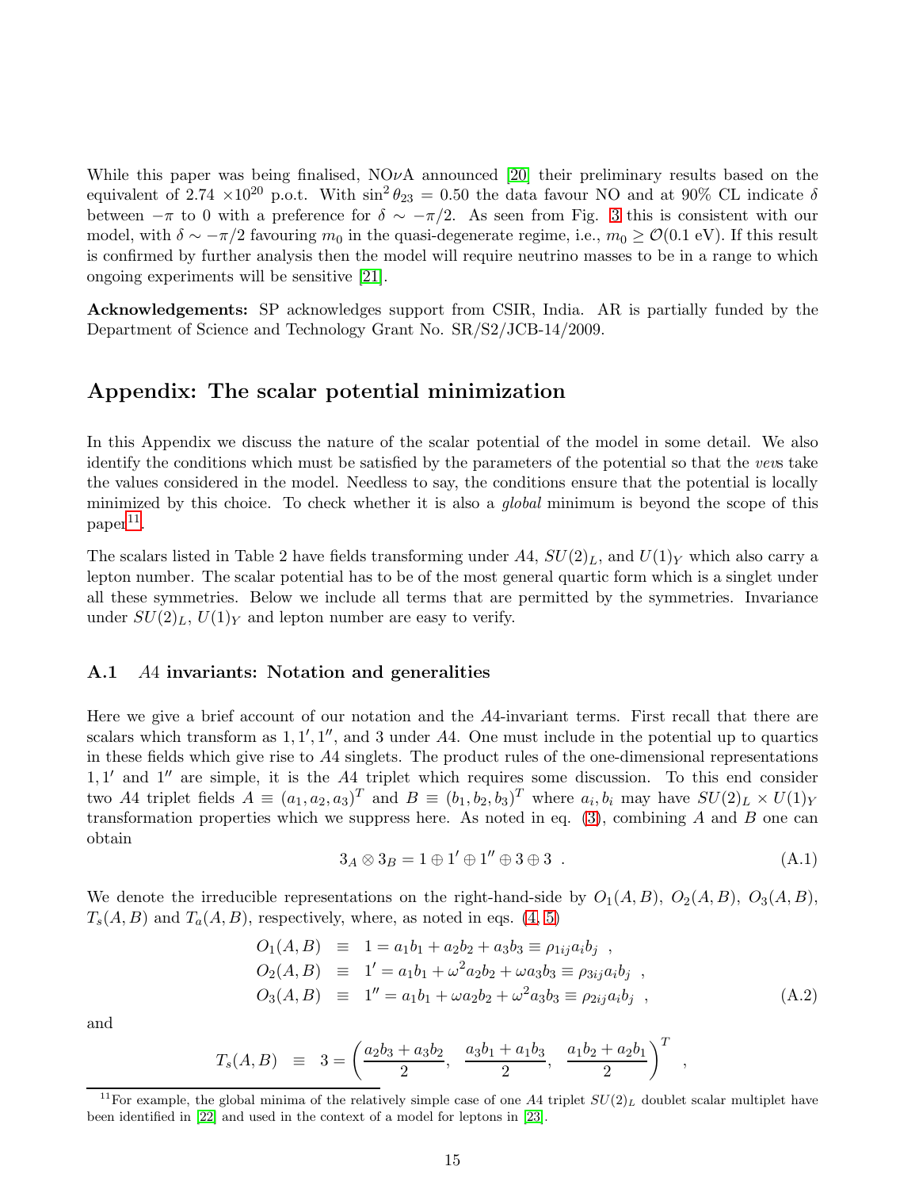While this paper was being finalised, NO$\nu$A announced [20] their preliminary results based on the equivalent of 2.74 $\times 10^{20}$ p.o.t. With $\sin^2\theta_{23} = 0.50$ the data favour NO and at 90% CL indicate $\delta$ between $-\pi$ to 0 with a preference for $\delta \sim -\pi/2$. As seen from Fig. 3 this is consistent with our model, with $\delta \sim -\pi/2$ favouring $m_0$ in the quasi-degenerate regime, i.e., $m_0 \geq \mathcal{O}(0.1 \text{ eV})$. If this result is confirmed by further analysis then the model will require neutrino masses to be in a range to which ongoing experiments will be sensitive [21].

**Acknowledgements:** SP acknowledges support from CSIR, India. AR is partially funded by the Department of Science and Technology Grant No. SR/S2/JCB-14/2009.

## Appendix: The scalar potential minimization

In this Appendix we discuss the nature of the scalar potential of the model in some detail. We also identify the conditions which must be satisfied by the parameters of the potential so that the *vev*s take the values considered in the model. Needless to say, the conditions ensure that the potential is locally minimized by this choice. To check whether it is also a *global* minimum is beyond the scope of this paper[11].

The scalars listed in Table 2 have fields transforming under $A4$, $SU(2)_L$, and $U(1)_Y$ which also carry a lepton number. The scalar potential has to be of the most general quartic form which is a singlet under all these symmetries. Below we include all terms that are permitted by the symmetries. Invariance under $SU(2)_L$, $U(1)_Y$ and lepton number are easy to verify.

### A.1 $A4$ invariants: Notation and generalities

Here we give a brief account of our notation and the $A4$-invariant terms. First recall that there are scalars which transform as $1, 1', 1''$, and 3 under $A4$. One must include in the potential up to quartics in these fields which give rise to $A4$ singlets. The product rules of the one-dimensional representations $1, 1'$ and $1''$ are simple, it is the $A4$ triplet which requires some discussion. To this end consider two $A4$ triplet fields $A \equiv (a_1, a_2, a_3)^T$ and $B \equiv (b_1, b_2, b_3)^T$ where $a_i, b_i$ may have $SU(2)_L \times U(1)_Y$ transformation properties which we suppress here. As noted in eq. (3), combining $A$ and $B$ one can obtain

$$3_A \otimes 3_B = 1 \oplus 1' \oplus 1'' \oplus 3 \oplus 3 \ . \tag{A.1}$$

We denote the irreducible representations on the right-hand-side by $O_1(A, B)$, $O_2(A, B)$, $O_3(A, B)$, $T_s(A, B)$ and $T_a(A, B)$, respectively, where, as noted in eqs. (4, 5)

$$\begin{aligned}
O_1(A, B) &\equiv 1 = a_1 b_1 + a_2 b_2 + a_3 b_3 \equiv \rho_{1ij} a_i b_j \ , \\
O_2(A, B) &\equiv 1' = a_1 b_1 + \omega^2 a_2 b_2 + \omega a_3 b_3 \equiv \rho_{3ij} a_i b_j \ , \\
O_3(A, B) &\equiv 1'' = a_1 b_1 + \omega a_2 b_2 + \omega^2 a_3 b_3 \equiv \rho_{2ij} a_i b_j \ ,
\end{aligned} \tag{A.2}$$

and

$$T_s(A, B) \equiv 3 = \left( \frac{a_2 b_3 + a_3 b_2}{2}, \ \frac{a_3 b_1 + a_1 b_3}{2}, \ \frac{a_1 b_2 + a_2 b_1}{2} \right)^T \ ,$$

[11] For example, the global minima of the relatively simple case of one $A4$ triplet $SU(2)_L$ doublet scalar multiplet have been identified in [22] and used in the context of a model for leptons in [23].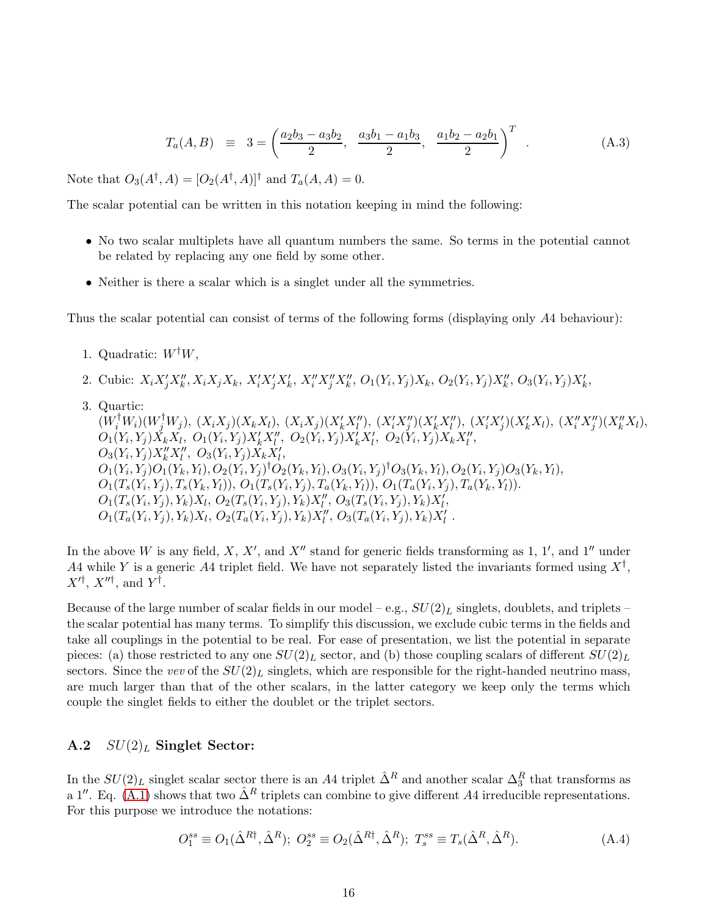$$T_a(A,B) \;\equiv\; 3 = \left(\frac{a_2b_3 - a_3b_2}{2},\;\; \frac{a_3b_1 - a_1b_3}{2},\;\; \frac{a_1b_2 - a_2b_1}{2}\right)^T \quad . \tag{A.3}$$

Note that $O_3(A^\dagger, A) = [O_2(A^\dagger, A)]^\dagger$ and $T_a(A, A) = 0$.

The scalar potential can be written in this notation keeping in mind the following:

- No two scalar multiplets have all quantum numbers the same. So terms in the potential cannot be related by replacing any one field by some other.
- Neither is there a scalar which is a singlet under all the symmetries.

Thus the scalar potential can consist of terms of the following forms (displaying only $A4$ behaviour):

1. Quadratic: $W^\dagger W$,
2. Cubic: $X_i X'_j X''_k$, $X_i X_j X_k$, $X'_i X'_j X'_k$, $X''_i X''_j X''_k$, $O_1(Y_i, Y_j)X_k$, $O_2(Y_i, Y_j)X''_k$, $O_3(Y_i, Y_j)X'_k$,
3. Quartic:
   $(W_i^\dagger W_i)(W_j^\dagger W_j)$, $(X_i X_j)(X_k X_l)$, $(X_i X_j)(X'_k X''_l)$, $(X'_i X''_j)(X'_k X''_l)$, $(X'_i X'_j)(X'_k X_l)$, $(X''_i X''_j)(X''_k X_l)$,
   $O_1(Y_i, Y_j)X_k X_l$, $O_1(Y_i, Y_j)X'_k X''_l$, $O_2(Y_i, Y_j)X'_k X'_l$, $O_2(Y_i, Y_j)X_k X''_l$,
   $O_3(Y_i, Y_j)X''_k X''_l$, $O_3(Y_i, Y_j)X_k X'_l$,
   $O_1(Y_i, Y_j)O_1(Y_k, Y_l), O_2(Y_i, Y_j)^\dagger O_2(Y_k, Y_l), O_3(Y_i, Y_j)^\dagger O_3(Y_k, Y_l), O_2(Y_i, Y_j)O_3(Y_k, Y_l)$,
   $O_1(T_s(Y_i, Y_j), T_s(Y_k, Y_l))$, $O_1(T_s(Y_i, Y_j), T_a(Y_k, Y_l))$, $O_1(T_a(Y_i, Y_j), T_a(Y_k, Y_l))$.
   $O_1(T_s(Y_i, Y_j), Y_k)X_l$, $O_2(T_s(Y_i, Y_j), Y_k)X''_l$, $O_3(T_s(Y_i, Y_j), Y_k)X'_l$,
   $O_1(T_a(Y_i, Y_j), Y_k)X_l$, $O_2(T_a(Y_i, Y_j), Y_k)X''_l$, $O_3(T_a(Y_i, Y_j), Y_k)X'_l$ .

In the above $W$ is any field, $X$, $X'$, and $X''$ stand for generic fields transforming as 1, $1'$, and $1''$ under $A4$ while $Y$ is a generic $A4$ triplet field. We have not separately listed the invariants formed using $X^\dagger$, $X'^\dagger$, $X''^\dagger$, and $Y^\dagger$.

Because of the large number of scalar fields in our model – e.g., $SU(2)_L$ singlets, doublets, and triplets – the scalar potential has many terms. To simplify this discussion, we exclude cubic terms in the fields and take all couplings in the potential to be real. For ease of presentation, we list the potential in separate pieces: (a) those restricted to any one $SU(2)_L$ sector, and (b) those coupling scalars of different $SU(2)_L$ sectors. Since the *vev* of the $SU(2)_L$ singlets, which are responsible for the right-handed neutrino mass, are much larger than that of the other scalars, in the latter category we keep only the terms which couple the singlet fields to either the doublet or the triplet sectors.

### A.2 $SU(2)_L$ Singlet Sector:

In the $SU(2)_L$ singlet scalar sector there is an $A4$ triplet $\hat{\Delta}^R$ and another scalar $\Delta_3^R$ that transforms as a $1''$. Eq. (A.1) shows that two $\hat{\Delta}^R$ triplets can combine to give different $A4$ irreducible representations. For this purpose we introduce the notations:

$$O_1^{ss} \equiv O_1(\hat{\Delta}^{R\dagger}, \hat{\Delta}^R);\; O_2^{ss} \equiv O_2(\hat{\Delta}^{R\dagger}, \hat{\Delta}^R);\; T_s^{ss} \equiv T_s(\hat{\Delta}^R, \hat{\Delta}^R). \tag{A.4}$$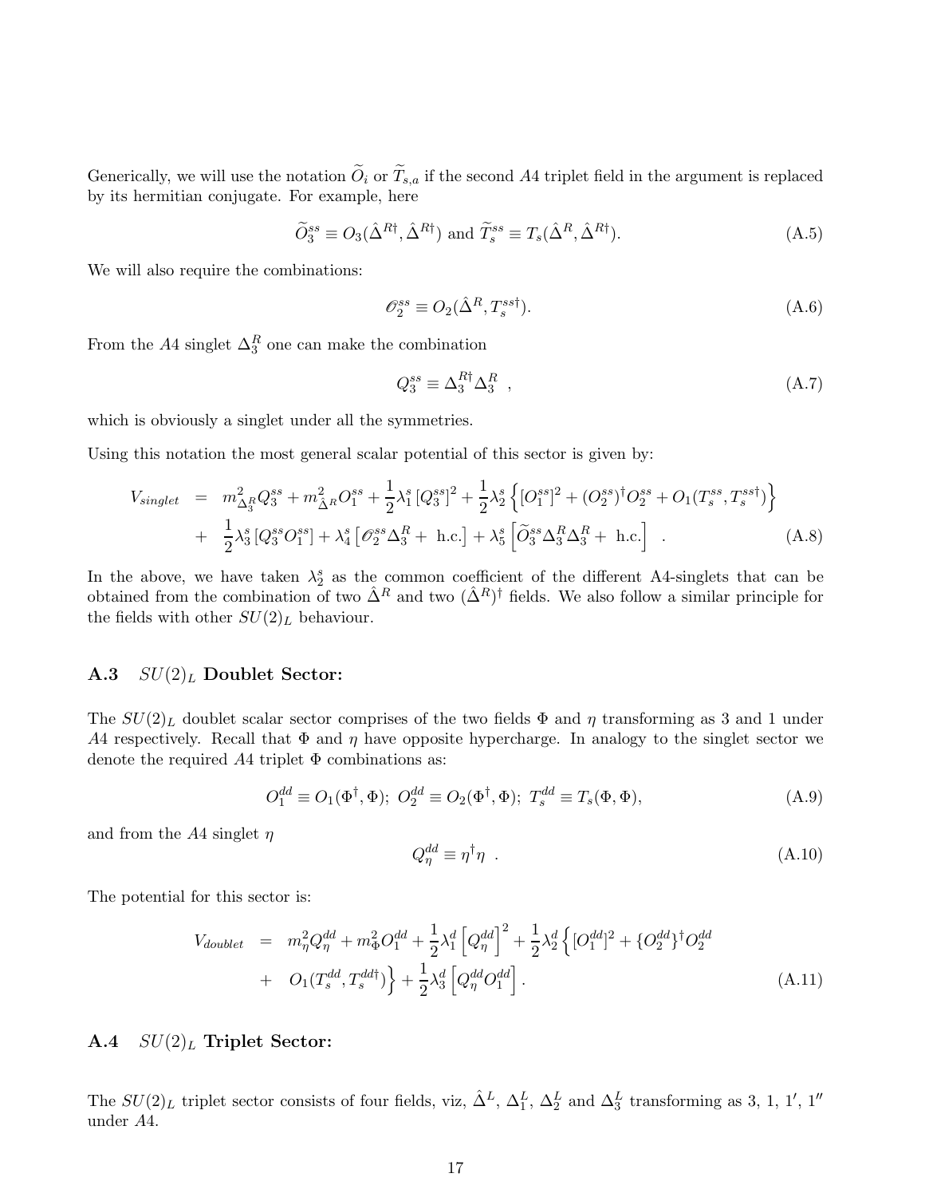Generically, we will use the notation $\widetilde{O}_i$ or $\widetilde{T}_{s,a}$ if the second $A4$ triplet field in the argument is replaced by its hermitian conjugate. For example, here

$$\widetilde{O}_3^{ss} \equiv O_3(\hat{\Delta}^{R\dagger}, \hat{\Delta}^{R\dagger}) \text{ and } \widetilde{T}_s^{ss} \equiv T_s(\hat{\Delta}^R, \hat{\Delta}^{R\dagger}). \tag{A.5}$$

We will also require the combinations:

$$\mathscr{O}_2^{ss} \equiv O_2(\hat{\Delta}^R, T_s^{ss\dagger}). \tag{A.6}$$

From the $A4$ singlet $\Delta_3^R$ one can make the combination

$$Q_3^{ss} \equiv \Delta_3^{R\dagger} \Delta_3^R \ , \tag{A.7}$$

which is obviously a singlet under all the symmetries.

Using this notation the most general scalar potential of this sector is given by:

$$\begin{aligned} V_{singlet} &= m^2_{\Delta_3^R} Q_3^{ss} + m^2_{\hat{\Delta}^R} O_1^{ss} + \frac{1}{2}\lambda_1^s [Q_3^{ss}]^2 + \frac{1}{2}\lambda_2^s \left\{ [O_1^{ss}]^2 + (O_2^{ss})^\dagger O_2^{ss} + O_1(T_s^{ss}, T_s^{ss\dagger}) \right\} \\ &+ \frac{1}{2}\lambda_3^s [Q_3^{ss} O_1^{ss}] + \lambda_4^s \left[ \mathscr{O}_2^{ss} \Delta_3^R + \text{ h.c.} \right] + \lambda_5^s \left[ \widetilde{O}_3^{ss} \Delta_3^R \Delta_3^R + \text{ h.c.} \right] \ . \end{aligned} \tag{A.8}$$

In the above, we have taken $\lambda_2^s$ as the common coefficient of the different A4-singlets that can be obtained from the combination of two $\hat{\Delta}^R$ and two $(\hat{\Delta}^R)^\dagger$ fields. We also follow a similar principle for the fields with other $SU(2)_L$ behaviour.

### A.3 $SU(2)_L$ Doublet Sector:

The $SU(2)_L$ doublet scalar sector comprises of the two fields $\Phi$ and $\eta$ transforming as 3 and 1 under $A4$ respectively. Recall that $\Phi$ and $\eta$ have opposite hypercharge. In analogy to the singlet sector we denote the required $A4$ triplet $\Phi$ combinations as:

$$O_1^{dd} \equiv O_1(\Phi^\dagger, \Phi);\ O_2^{dd} \equiv O_2(\Phi^\dagger, \Phi);\ T_s^{dd} \equiv T_s(\Phi, \Phi), \tag{A.9}$$

and from the $A4$ singlet $\eta$

$$Q_\eta^{dd} \equiv \eta^\dagger \eta \ . \tag{A.10}$$

The potential for this sector is:

$$\begin{aligned} V_{doublet} &= m_\eta^2 Q_\eta^{dd} + m_\Phi^2 O_1^{dd} + \frac{1}{2}\lambda_1^d \left[ Q_\eta^{dd} \right]^2 + \frac{1}{2}\lambda_2^d \left\{ [O_1^{dd}]^2 + \{O_2^{dd}\}^\dagger O_2^{dd} \right. \\ &+ \left. O_1(T_s^{dd}, T_s^{dd\dagger}) \right\} + \frac{1}{2}\lambda_3^d \left[ Q_\eta^{dd} O_1^{dd} \right]. \end{aligned} \tag{A.11}$$

### A.4 $SU(2)_L$ Triplet Sector:

The $SU(2)_L$ triplet sector consists of four fields, viz, $\hat{\Delta}^L$, $\Delta_1^L$, $\Delta_2^L$ and $\Delta_3^L$ transforming as 3, 1, $1'$, $1''$ under $A4$.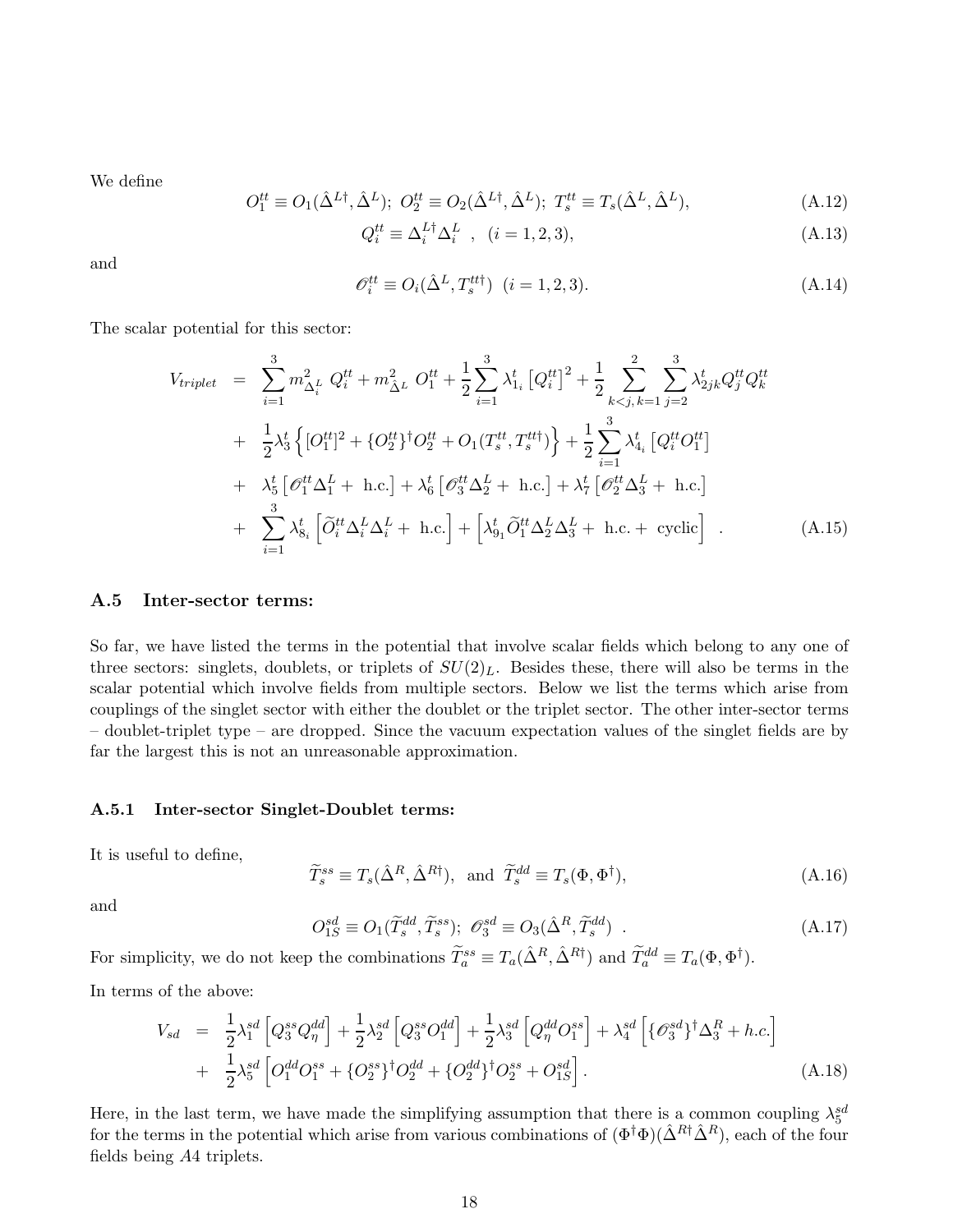We define

$$O_1^{tt} \equiv O_1(\hat{\Delta}^{L\dagger}, \hat{\Delta}^L);\ O_2^{tt} \equiv O_2(\hat{\Delta}^{L\dagger}, \hat{\Delta}^L);\ T_s^{tt} \equiv T_s(\hat{\Delta}^L, \hat{\Delta}^L), \tag{A.12}$$

$$Q_i^{tt} \equiv \Delta_i^{L\dagger} \Delta_i^L \ \ ,\ \ (i = 1, 2, 3), \tag{A.13}$$

and

$$\mathscr{O}_i^{tt} \equiv O_i(\hat{\Delta}^L, T_s^{tt\dagger}) \ \ (i = 1, 2, 3). \tag{A.14}$$

The scalar potential for this sector:

$$\begin{aligned}
V_{triplet} &= \sum_{i=1}^{3} m^2_{\Delta_i^L}\ Q_i^{tt} + m^2_{\hat{\Delta}^L}\ O_1^{tt} + \frac{1}{2}\sum_{i=1}^{3} \lambda^t_{1_i}\left[Q_i^{tt}\right]^2 + \frac{1}{2}\sum_{k<j,\, k=1}^{2}\sum_{j=2}^{3} \lambda^t_{2jk} Q_j^{tt} Q_k^{tt} \\
&+ \frac{1}{2}\lambda_3^t \left\{[O_1^{tt}]^2 + \{O_2^{tt}\}^\dagger O_2^{tt} + O_1(T_s^{tt}, T_s^{tt\dagger})\right\} + \frac{1}{2}\sum_{i=1}^{3} \lambda^t_{4_i}\left[Q_i^{tt} O_1^{tt}\right] \\
&+ \lambda_5^t \left[\mathscr{O}_1^{tt} \Delta_1^L + \text{ h.c.}\right] + \lambda_6^t \left[\mathscr{O}_3^{tt} \Delta_2^L + \text{ h.c.}\right] + \lambda_7^t \left[\mathscr{O}_2^{tt} \Delta_3^L + \text{ h.c.}\right] \\
&+ \sum_{i=1}^{3} \lambda^t_{8_i}\left[\widetilde{O}_i^{tt} \Delta_i^L \Delta_i^L + \text{ h.c.}\right] + \left[\lambda^t_{9_1} \widetilde{O}_1^{tt} \Delta_2^L \Delta_3^L + \text{ h.c.} + \text{ cyclic}\right] \ .
\end{aligned} \tag{A.15}$$

### A.5 Inter-sector terms:

So far, we have listed the terms in the potential that involve scalar fields which belong to any one of three sectors: singlets, doublets, or triplets of $SU(2)_L$. Besides these, there will also be terms in the scalar potential which involve fields from multiple sectors. Below we list the terms which arise from couplings of the singlet sector with either the doublet or the triplet sector. The other inter-sector terms – doublet-triplet type – are dropped. Since the vacuum expectation values of the singlet fields are by far the largest this is not an unreasonable approximation.

#### A.5.1 Inter-sector Singlet-Doublet terms:

It is useful to define,

$$\widetilde{T}_s^{ss} \equiv T_s(\hat{\Delta}^R, \hat{\Delta}^{R\dagger}), \ \text{ and } \ \widetilde{T}_s^{dd} \equiv T_s(\Phi, \Phi^\dagger), \tag{A.16}$$

and

$$O_{1S}^{sd} \equiv O_1(\widetilde{T}_s^{dd}, \widetilde{T}_s^{ss});\ \mathscr{O}_3^{sd} \equiv O_3(\hat{\Delta}^R, \widetilde{T}_s^{dd}) \ . \tag{A.17}$$

For simplicity, we do not keep the combinations $\widetilde{T}_a^{ss} \equiv T_a(\hat{\Delta}^R, \hat{\Delta}^{R\dagger})$ and $\widetilde{T}_a^{dd} \equiv T_a(\Phi, \Phi^\dagger)$.

In terms of the above:

$$\begin{aligned}
V_{sd} &= \frac{1}{2}\lambda_1^{sd}\left[Q_3^{ss} Q_\eta^{dd}\right] + \frac{1}{2}\lambda_2^{sd}\left[Q_3^{ss} O_1^{dd}\right] + \frac{1}{2}\lambda_3^{sd}\left[Q_\eta^{dd} O_1^{ss}\right] + \lambda_4^{sd}\left[\{\mathscr{O}_3^{sd}\}^\dagger \Delta_3^R + h.c.\right] \\
&+ \frac{1}{2}\lambda_5^{sd}\left[O_1^{dd} O_1^{ss} + \{O_2^{ss}\}^\dagger O_2^{dd} + \{O_2^{dd}\}^\dagger O_2^{ss} + O_{1S}^{sd}\right].
\end{aligned} \tag{A.18}$$

Here, in the last term, we have made the simplifying assumption that there is a common coupling $\lambda_5^{sd}$ for the terms in the potential which arise from various combinations of $(\Phi^\dagger\Phi)(\hat{\Delta}^{R\dagger}\hat{\Delta}^R)$, each of the four fields being $A4$ triplets.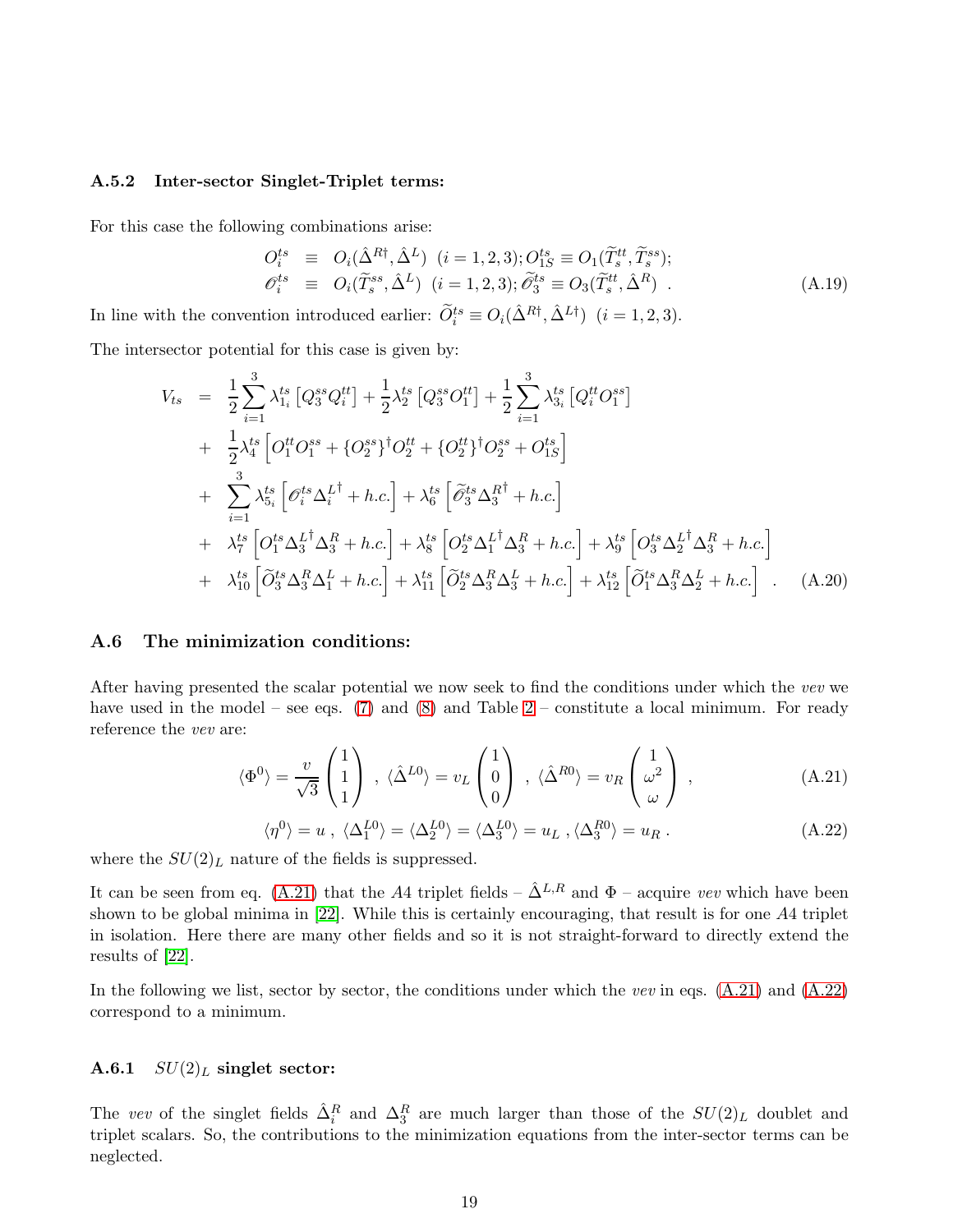### A.5.2 Inter-sector Singlet-Triplet terms:

For this case the following combinations arise:

$$
\begin{aligned}
O_i^{ts} &\equiv O_i(\hat{\Delta}^{R\dagger}, \hat{\Delta}^L) \;\; (i = 1, 2, 3); O_{1S}^{ts} \equiv O_1(\widetilde{T}_s^{tt}, \widetilde{T}_s^{ss}); \\
\mathscr{O}_i^{ts} &\equiv O_i(\widetilde{T}_s^{ss}, \hat{\Delta}^L) \;\; (i = 1, 2, 3); \widetilde{\mathscr{O}}_3^{ts} \equiv O_3(\widetilde{T}_s^{tt}, \hat{\Delta}^R) \;\; .
\end{aligned} \tag{A.19}
$$

In line with the convention introduced earlier: $\widetilde{O}_i^{ts} \equiv O_i(\hat{\Delta}^{R\dagger}, \hat{\Delta}^{L\dagger}) \;\; (i = 1, 2, 3)$.

The intersector potential for this case is given by:

$$
\begin{aligned}
V_{ts} &= \frac{1}{2} \sum_{i=1}^{3} \lambda_{1_i}^{ts} \left[ Q_3^{ss} Q_i^{tt} \right] + \frac{1}{2} \lambda_2^{ts} \left[ Q_3^{ss} O_1^{tt} \right] + \frac{1}{2} \sum_{i=1}^{3} \lambda_{3_i}^{ts} \left[ Q_i^{tt} O_1^{ss} \right] \\
&+ \frac{1}{2} \lambda_4^{ts} \left[ O_1^{tt} O_1^{ss} + \{O_2^{ss}\}^\dagger O_2^{tt} + \{O_2^{tt}\}^\dagger O_2^{ss} + O_{1S}^{ts} \right] \\
&+ \sum_{i=1}^{3} \lambda_{5_i}^{ts} \left[ \mathscr{O}_i^{ts} \Delta_i^{L\dagger} + h.c. \right] + \lambda_6^{ts} \left[ \widetilde{\mathscr{O}}_3^{ts} \Delta_3^{R\dagger} + h.c. \right] \\
&+ \lambda_7^{ts} \left[ O_1^{ts} \Delta_3^{L\dagger} \Delta_3^R + h.c. \right] + \lambda_8^{ts} \left[ O_2^{ts} \Delta_1^{L\dagger} \Delta_3^R + h.c. \right] + \lambda_9^{ts} \left[ O_3^{ts} \Delta_2^{L\dagger} \Delta_3^R + h.c. \right] \\
&+ \lambda_{10}^{ts} \left[ \widetilde{O}_3^{ts} \Delta_3^R \Delta_1^L + h.c. \right] + \lambda_{11}^{ts} \left[ \widetilde{O}_2^{ts} \Delta_3^R \Delta_3^L + h.c. \right] + \lambda_{12}^{ts} \left[ \widetilde{O}_1^{ts} \Delta_3^R \Delta_2^L + h.c. \right] \quad .
\end{aligned} \tag{A.20}
$$

## A.6 The minimization conditions:

After having presented the scalar potential we now seek to find the conditions under which the *vev* we have used in the model – see eqs. (7) and (8) and Table 2 – constitute a local minimum. For ready reference the *vev* are:

$$
\langle \Phi^0 \rangle = \frac{v}{\sqrt{3}} \begin{pmatrix} 1 \\ 1 \\ 1 \end{pmatrix} \;,\; \langle \hat{\Delta}^{L0} \rangle = v_L \begin{pmatrix} 1 \\ 0 \\ 0 \end{pmatrix} \;,\; \langle \hat{\Delta}^{R0} \rangle = v_R \begin{pmatrix} 1 \\ \omega^2 \\ \omega \end{pmatrix} \;, \tag{A.21}
$$

$$
\langle \eta^0 \rangle = u \;,\; \langle \Delta_1^{L0} \rangle = \langle \Delta_2^{L0} \rangle = \langle \Delta_3^{L0} \rangle = u_L \;,\; \langle \Delta_3^{R0} \rangle = u_R \;. \tag{A.22}
$$

where the $SU(2)_L$ nature of the fields is suppressed.

It can be seen from eq. (A.21) that the $A4$ triplet fields – $\hat{\Delta}^{L,R}$ and $\Phi$ – acquire *vev* which have been shown to be global minima in [22]. While this is certainly encouraging, that result is for one $A4$ triplet in isolation. Here there are many other fields and so it is not straight-forward to directly extend the results of [22].

In the following we list, sector by sector, the conditions under which the *vev* in eqs. (A.21) and (A.22) correspond to a minimum.

### A.6.1 $SU(2)_L$ singlet sector:

The *vev* of the singlet fields $\hat{\Delta}_i^R$ and $\Delta_3^R$ are much larger than those of the $SU(2)_L$ doublet and triplet scalars. So, the contributions to the minimization equations from the inter-sector terms can be neglected.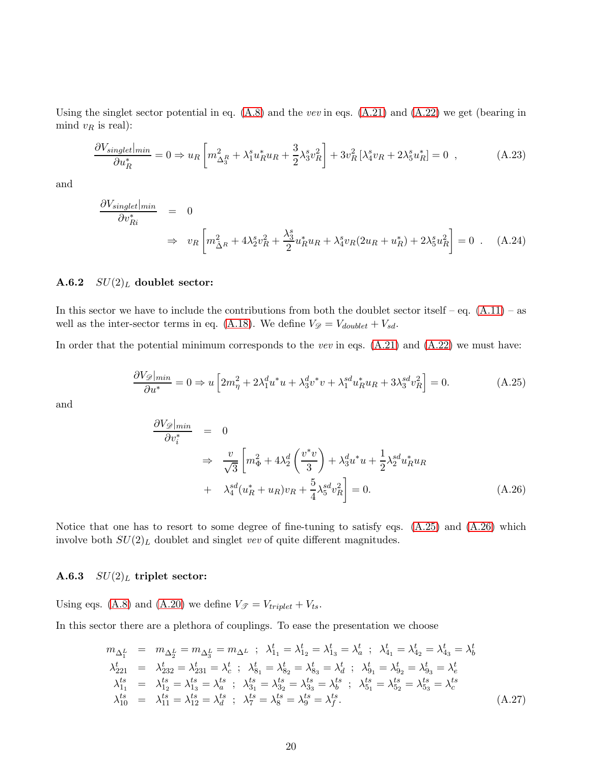Using the singlet sector potential in eq. (A.8) and the *vev* in eqs. (A.21) and (A.22) we get (bearing in mind $v_R$ is real):

$$\frac{\partial V_{singlet}|_{min}}{\partial u_R^*} = 0 \Rightarrow u_R\left[m^2_{\Delta^R_3} + \lambda^s_1 u^*_R u_R + \frac{3}{2}\lambda^s_3 v_R^2\right] + 3v_R^2\left[\lambda^s_4 v_R + 2\lambda^s_5 u^*_R\right] = 0 \;\;, \tag{A.23}$$

and

$$\begin{aligned}\frac{\partial V_{singlet}|_{min}}{\partial v^*_{Ri}} &= 0 \\ &\Rightarrow v_R\left[m^2_{\hat{\Delta}^R} + 4\lambda^s_2 v_R^2 + \frac{\lambda^s_3}{2}u^*_R u_R + \lambda^s_4 v_R(2u_R + u^*_R) + 2\lambda^s_5 u_R^2\right] = 0 \;\;. \end{aligned}\tag{A.24}$$

### A.6.2 $SU(2)_L$ doublet sector:

In this sector we have to include the contributions from both the doublet sector itself – eq. (A.11) – as well as the inter-sector terms in eq. (A.18). We define $V_{\mathscr{D}} = V_{doublet} + V_{sd}$.

In order that the potential minimum corresponds to the *vev* in eqs. (A.21) and (A.22) we must have:

$$\frac{\partial V_{\mathscr{D}}|_{min}}{\partial u^*} = 0 \Rightarrow u\left[2m^2_\eta + 2\lambda^d_1 u^* u + \lambda^d_3 v^* v + \lambda^{sd}_1 u^*_R u_R + 3\lambda^{sd}_3 v_R^2\right] = 0. \tag{A.25}$$

and

$$\begin{aligned}\frac{\partial V_{\mathscr{D}}|_{min}}{\partial v^*_i} &= 0 \\ &\Rightarrow \frac{v}{\sqrt{3}}\left[m^2_\Phi + 4\lambda^d_2\left(\frac{v^* v}{3}\right) + \lambda^d_3 u^* u + \frac{1}{2}\lambda^{sd}_2 u^*_R u_R \right. \\ &+ \left. \lambda^{sd}_4 (u^*_R + u_R) v_R + \frac{5}{4}\lambda^{sd}_5 v_R^2\right] = 0. \end{aligned}\tag{A.26}$$

Notice that one has to resort to some degree of fine-tuning to satisfy eqs. (A.25) and (A.26) which involve both $SU(2)_L$ doublet and singlet *vev* of quite different magnitudes.

### A.6.3 $SU(2)_L$ triplet sector:

Using eqs. (A.8) and (A.20) we define $V_{\mathscr{T}} = V_{triplet} + V_{ts}$.

In this sector there are a plethora of couplings. To ease the presentation we choose

$$\begin{aligned} m_{\Delta^L_1} &= m_{\Delta^L_2} = m_{\Delta^L_3} = m_{\Delta^L} \;\;;\;\; \lambda^t_{1_1} = \lambda^t_{1_2} = \lambda^t_{1_3} = \lambda^t_a \;\;;\;\; \lambda^t_{4_1} = \lambda^t_{4_2} = \lambda^t_{4_3} = \lambda^t_b \\ \lambda^t_{221} &= \lambda^t_{232} = \lambda^t_{231} = \lambda^t_c \;\;;\;\; \lambda^t_{8_1} = \lambda^t_{8_2} = \lambda^t_{8_3} = \lambda^t_d \;\;;\;\; \lambda^t_{9_1} = \lambda^t_{9_2} = \lambda^t_{9_3} = \lambda^t_e \\ \lambda^{ts}_{1_1} &= \lambda^{ts}_{1_2} = \lambda^{ts}_{1_3} = \lambda^{ts}_a \;\;;\;\; \lambda^{ts}_{3_1} = \lambda^{ts}_{3_2} = \lambda^{ts}_{3_3} = \lambda^{ts}_b \;\;;\;\; \lambda^{ts}_{5_1} = \lambda^{ts}_{5_2} = \lambda^{ts}_{5_3} = \lambda^{ts}_c \\ \lambda^{ts}_{10} &= \lambda^{ts}_{11} = \lambda^{ts}_{12} = \lambda^{ts}_d \;\;;\;\; \lambda^{ts}_7 = \lambda^{ts}_8 = \lambda^{ts}_9 = \lambda^{ts}_f. \end{aligned}\tag{A.27}$$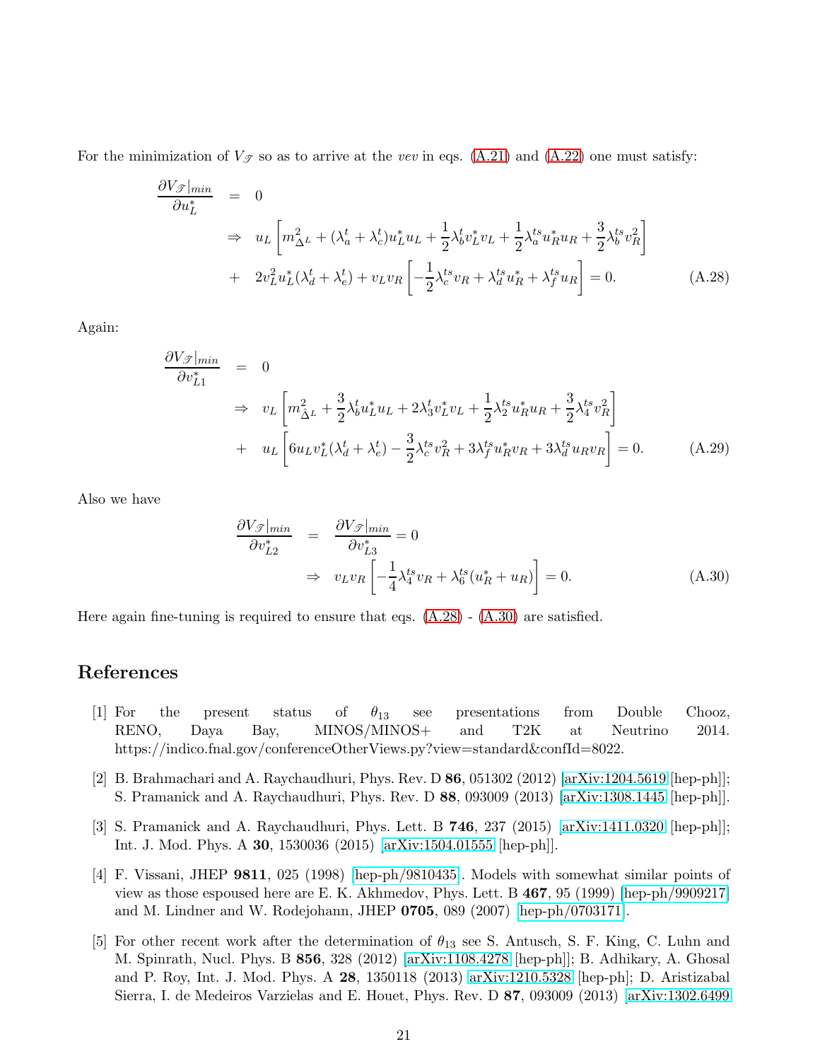For the minimization of $V_{\mathscr{T}}$ so as to arrive at the *vev* in eqs. (A.21) and (A.22) one must satisfy:

$$
\begin{aligned}
\frac{\partial V_{\mathscr{T}}|_{min}}{\partial u_L^*} &= 0 \\
&\Rightarrow \; u_L\left[m^2_{\Delta^L} + (\lambda_a^t + \lambda_c^t)u_L^* u_L + \frac{1}{2}\lambda_b^t v_L^* v_L + \frac{1}{2}\lambda_a^{ts} u_R^* u_R + \frac{3}{2}\lambda_b^{ts} v_R^2\right] \\
&+ \; 2v_L^2 u_L^*(\lambda_d^t + \lambda_e^t) + v_L v_R\left[-\frac{1}{2}\lambda_c^{ts} v_R + \lambda_d^{ts} u_R^* + \lambda_f^{ts} u_R\right] = 0. \qquad \text{(A.28)}
\end{aligned}
$$

Again:

$$
\begin{aligned}
\frac{\partial V_{\mathscr{T}}|_{min}}{\partial v_{L1}^*} &= 0 \\
&\Rightarrow \; v_L\left[m^2_{\Delta^L} + \frac{3}{2}\lambda_b^t u_L^* u_L + 2\lambda_3^t v_L^* v_L + \frac{1}{2}\lambda_2^{ts} u_R^* u_R + \frac{3}{2}\lambda_4^{ts} v_R^2\right] \\
&+ \; u_L\left[6u_L v_L^*(\lambda_d^t + \lambda_e^t) - \frac{3}{2}\lambda_c^{ts} v_R^2 + 3\lambda_f^{ts} u_R^* v_R + 3\lambda_d^{ts} u_R v_R\right] = 0. \qquad \text{(A.29)}
\end{aligned}
$$

Also we have

$$
\begin{aligned}
\frac{\partial V_{\mathscr{T}}|_{min}}{\partial v_{L2}^*} &= \frac{\partial V_{\mathscr{T}}|_{min}}{\partial v_{L3}^*} = 0 \\
&\Rightarrow \; v_L v_R\left[-\frac{1}{4}\lambda_4^{ts} v_R + \lambda_6^{ts}(u_R^* + u_R)\right] = 0. \qquad \text{(A.30)}
\end{aligned}
$$

Here again fine-tuning is required to ensure that eqs. (A.28) - (A.30) are satisfied.

# References

[1] For the present status of $\theta_{13}$ see presentations from Double Chooz, RENO, Daya Bay, MINOS/MINOS+ and T2K at Neutrino 2014. https://indico.fnal.gov/conferenceOtherViews.py?view=standard&confId=8022.

[2] B. Brahmachari and A. Raychaudhuri, Phys. Rev. D **86**, 051302 (2012) [arXiv:1204.5619 [hep-ph]]; S. Pramanick and A. Raychaudhuri, Phys. Rev. D **88**, 093009 (2013) [arXiv:1308.1445 [hep-ph]].

[3] S. Pramanick and A. Raychaudhuri, Phys. Lett. B **746**, 237 (2015) [arXiv:1411.0320 [hep-ph]]; Int. J. Mod. Phys. A **30**, 1530036 (2015) [arXiv:1504.01555 [hep-ph]].

[4] F. Vissani, JHEP **9811**, 025 (1998) [hep-ph/9810435]. Models with somewhat similar points of view as those espoused here are E. K. Akhmedov, Phys. Lett. B **467**, 95 (1999) [hep-ph/9909217] and M. Lindner and W. Rodejohann, JHEP **0705**, 089 (2007) [hep-ph/0703171].

[5] For other recent work after the determination of $\theta_{13}$ see S. Antusch, S. F. King, C. Luhn and M. Spinrath, Nucl. Phys. B **856**, 328 (2012) [arXiv:1108.4278 [hep-ph]]; B. Adhikary, A. Ghosal and P. Roy, Int. J. Mod. Phys. A **28**, 1350118 (2013) [arXiv:1210.5328 [hep-ph]; D. Aristizabal Sierra, I. de Medeiros Varzielas and E. Houet, Phys. Rev. D **87**, 093009 (2013) [arXiv:1302.6499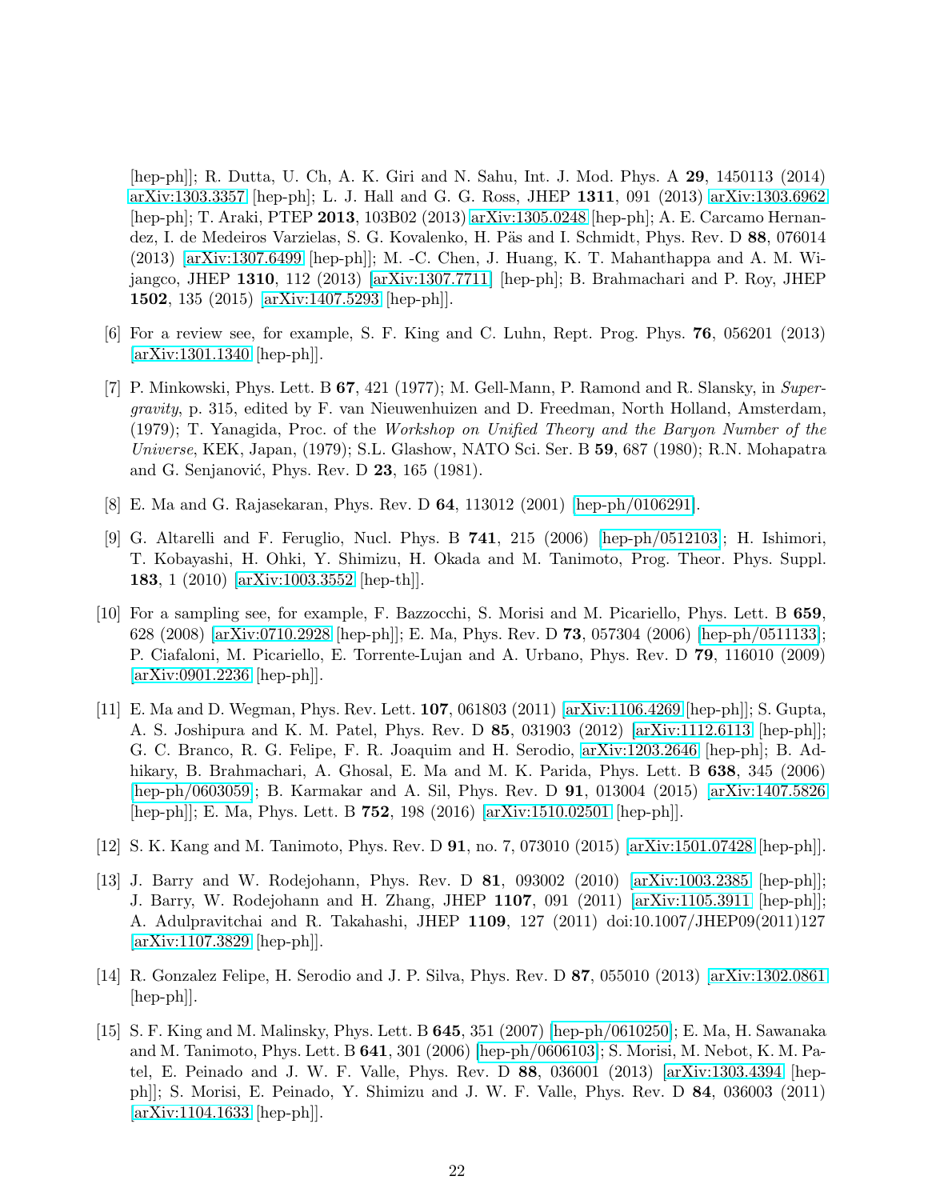[hep-ph]]; R. Dutta, U. Ch, A. K. Giri and N. Sahu, Int. J. Mod. Phys. A **29**, 1450113 (2014) arXiv:1303.3357 [hep-ph]; L. J. Hall and G. G. Ross, JHEP **1311**, 091 (2013) arXiv:1303.6962 [hep-ph]; T. Araki, PTEP **2013**, 103B02 (2013) arXiv:1305.0248 [hep-ph]; A. E. Carcamo Hernandez, I. de Medeiros Varzielas, S. G. Kovalenko, H. Päs and I. Schmidt, Phys. Rev. D **88**, 076014 (2013) [arXiv:1307.6499 [hep-ph]]; M. -C. Chen, J. Huang, K. T. Mahanthappa and A. M. Wijangco, JHEP **1310**, 112 (2013) [arXiv:1307.7711 [hep-ph]; B. Brahmachari and P. Roy, JHEP **1502**, 135 (2015) [arXiv:1407.5293 [hep-ph]].

[6] For a review see, for example, S. F. King and C. Luhn, Rept. Prog. Phys. **76**, 056201 (2013) [arXiv:1301.1340 [hep-ph]].

[7] P. Minkowski, Phys. Lett. B **67**, 421 (1977); M. Gell-Mann, P. Ramond and R. Slansky, in *Supergravity*, p. 315, edited by F. van Nieuwenhuizen and D. Freedman, North Holland, Amsterdam, (1979); T. Yanagida, Proc. of the *Workshop on Unified Theory and the Baryon Number of the Universe*, KEK, Japan, (1979); S.L. Glashow, NATO Sci. Ser. B **59**, 687 (1980); R.N. Mohapatra and G. Senjanović, Phys. Rev. D **23**, 165 (1981).

[8] E. Ma and G. Rajasekaran, Phys. Rev. D **64**, 113012 (2001) [hep-ph/0106291].

[9] G. Altarelli and F. Feruglio, Nucl. Phys. B **741**, 215 (2006) [hep-ph/0512103]; H. Ishimori, T. Kobayashi, H. Ohki, Y. Shimizu, H. Okada and M. Tanimoto, Prog. Theor. Phys. Suppl. **183**, 1 (2010) [arXiv:1003.3552 [hep-th]].

[10] For a sampling see, for example, F. Bazzocchi, S. Morisi and M. Picariello, Phys. Lett. B **659**, 628 (2008) [arXiv:0710.2928 [hep-ph]]; E. Ma, Phys. Rev. D **73**, 057304 (2006) [hep-ph/0511133]; P. Ciafaloni, M. Picariello, E. Torrente-Lujan and A. Urbano, Phys. Rev. D **79**, 116010 (2009) [arXiv:0901.2236 [hep-ph]].

[11] E. Ma and D. Wegman, Phys. Rev. Lett. **107**, 061803 (2011) [arXiv:1106.4269 [hep-ph]]; S. Gupta, A. S. Joshipura and K. M. Patel, Phys. Rev. D **85**, 031903 (2012) [arXiv:1112.6113 [hep-ph]]; G. C. Branco, R. G. Felipe, F. R. Joaquim and H. Serodio, arXiv:1203.2646 [hep-ph]; B. Adhikary, B. Brahmachari, A. Ghosal, E. Ma and M. K. Parida, Phys. Lett. B **638**, 345 (2006) [hep-ph/0603059]; B. Karmakar and A. Sil, Phys. Rev. D **91**, 013004 (2015) [arXiv:1407.5826 [hep-ph]]; E. Ma, Phys. Lett. B **752**, 198 (2016) [arXiv:1510.02501 [hep-ph]].

[12] S. K. Kang and M. Tanimoto, Phys. Rev. D **91**, no. 7, 073010 (2015) [arXiv:1501.07428 [hep-ph]].

[13] J. Barry and W. Rodejohann, Phys. Rev. D **81**, 093002 (2010) [arXiv:1003.2385 [hep-ph]]; J. Barry, W. Rodejohann and H. Zhang, JHEP **1107**, 091 (2011) [arXiv:1105.3911 [hep-ph]]; A. Adulpravitchai and R. Takahashi, JHEP **1109**, 127 (2011) doi:10.1007/JHEP09(2011)127 [arXiv:1107.3829 [hep-ph]].

[14] R. Gonzalez Felipe, H. Serodio and J. P. Silva, Phys. Rev. D **87**, 055010 (2013) [arXiv:1302.0861 [hep-ph]].

[15] S. F. King and M. Malinsky, Phys. Lett. B **645**, 351 (2007) [hep-ph/0610250]; E. Ma, H. Sawanaka and M. Tanimoto, Phys. Lett. B **641**, 301 (2006) [hep-ph/0606103]; S. Morisi, M. Nebot, K. M. Patel, E. Peinado and J. W. F. Valle, Phys. Rev. D **88**, 036001 (2013) [arXiv:1303.4394 [hep-ph]]; S. Morisi, E. Peinado, Y. Shimizu and J. W. F. Valle, Phys. Rev. D **84**, 036003 (2011) [arXiv:1104.1633 [hep-ph]].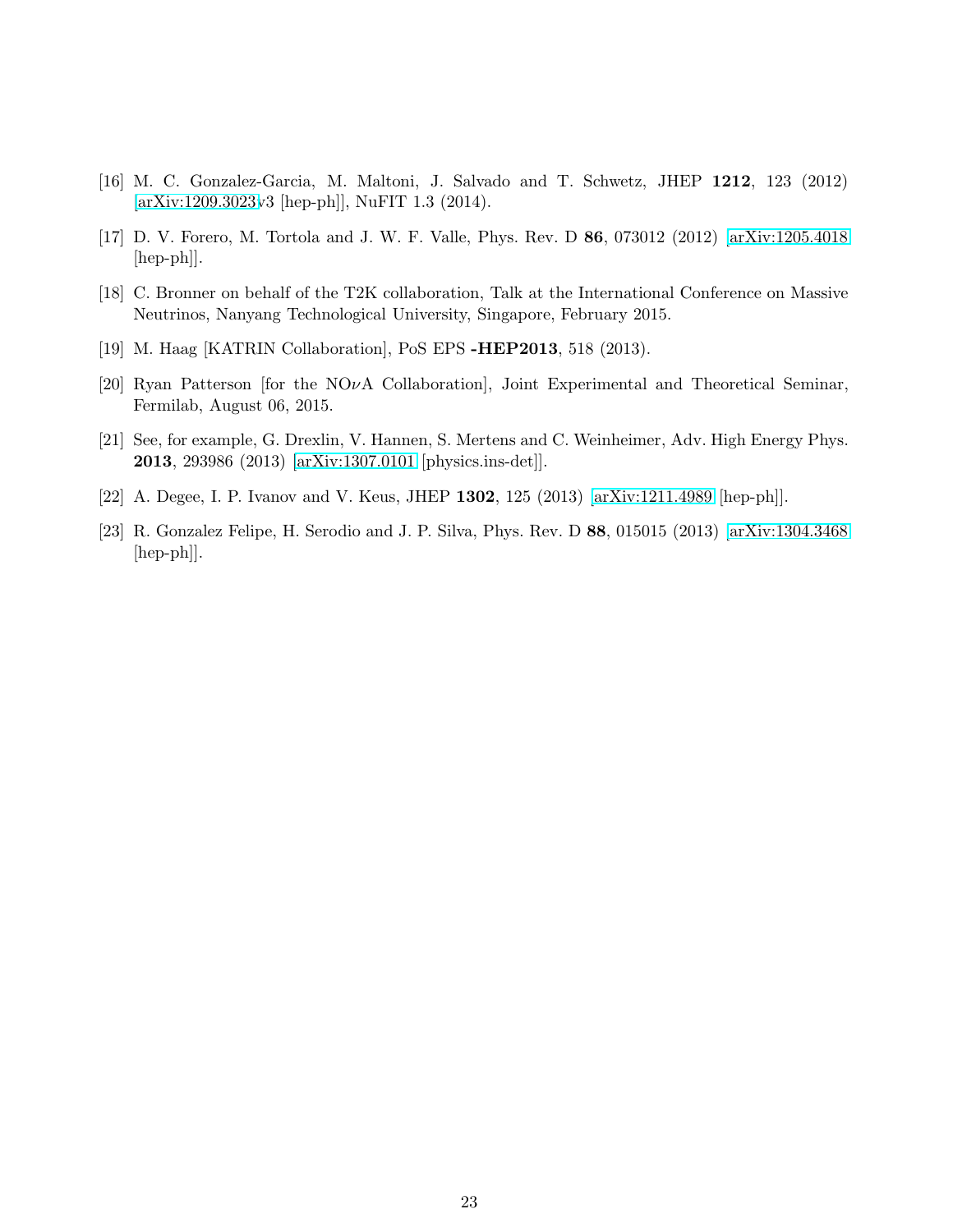[16] M. C. Gonzalez-Garcia, M. Maltoni, J. Salvado and T. Schwetz, JHEP **1212**, 123 (2012) [arXiv:1209.3023v3 [hep-ph]], NuFIT 1.3 (2014).

[17] D. V. Forero, M. Tortola and J. W. F. Valle, Phys. Rev. D **86**, 073012 (2012) [arXiv:1205.4018 [hep-ph]].

[18] C. Bronner on behalf of the T2K collaboration, Talk at the International Conference on Massive Neutrinos, Nanyang Technological University, Singapore, February 2015.

[19] M. Haag [KATRIN Collaboration], PoS EPS **-HEP2013**, 518 (2013).

[20] Ryan Patterson [for the NO$\nu$A Collaboration], Joint Experimental and Theoretical Seminar, Fermilab, August 06, 2015.

[21] See, for example, G. Drexlin, V. Hannen, S. Mertens and C. Weinheimer, Adv. High Energy Phys. **2013**, 293986 (2013) [arXiv:1307.0101 [physics.ins-det]].

[22] A. Degee, I. P. Ivanov and V. Keus, JHEP **1302**, 125 (2013) [arXiv:1211.4989 [hep-ph]].

[23] R. Gonzalez Felipe, H. Serodio and J. P. Silva, Phys. Rev. D **88**, 015015 (2013) [arXiv:1304.3468 [hep-ph]].